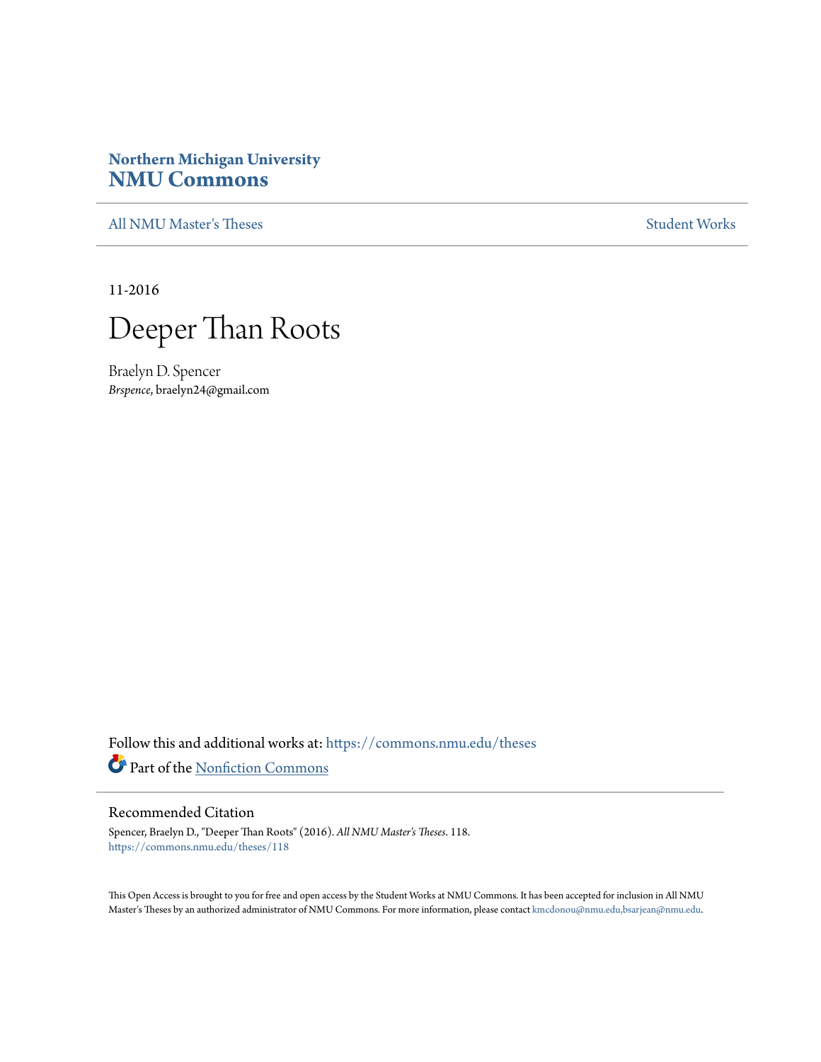**Northern Michigan University**
**NMU Commons**

All NMU Master's Theses | Student Works

11-2016

# Deeper Than Roots

Braelyn D. Spencer
*Brspence*, braelyn24@gmail.com

Follow this and additional works at: https://commons.nmu.edu/theses

Part of the Nonfiction Commons

## Recommended Citation

Spencer, Braelyn D., "Deeper Than Roots" (2016). *All NMU Master's Theses*. 118.
https://commons.nmu.edu/theses/118

This Open Access is brought to you for free and open access by the Student Works at NMU Commons. It has been accepted for inclusion in All NMU Master's Theses by an authorized administrator of NMU Commons. For more information, please contact kmcdonou@nmu.edu,bsarjean@nmu.edu.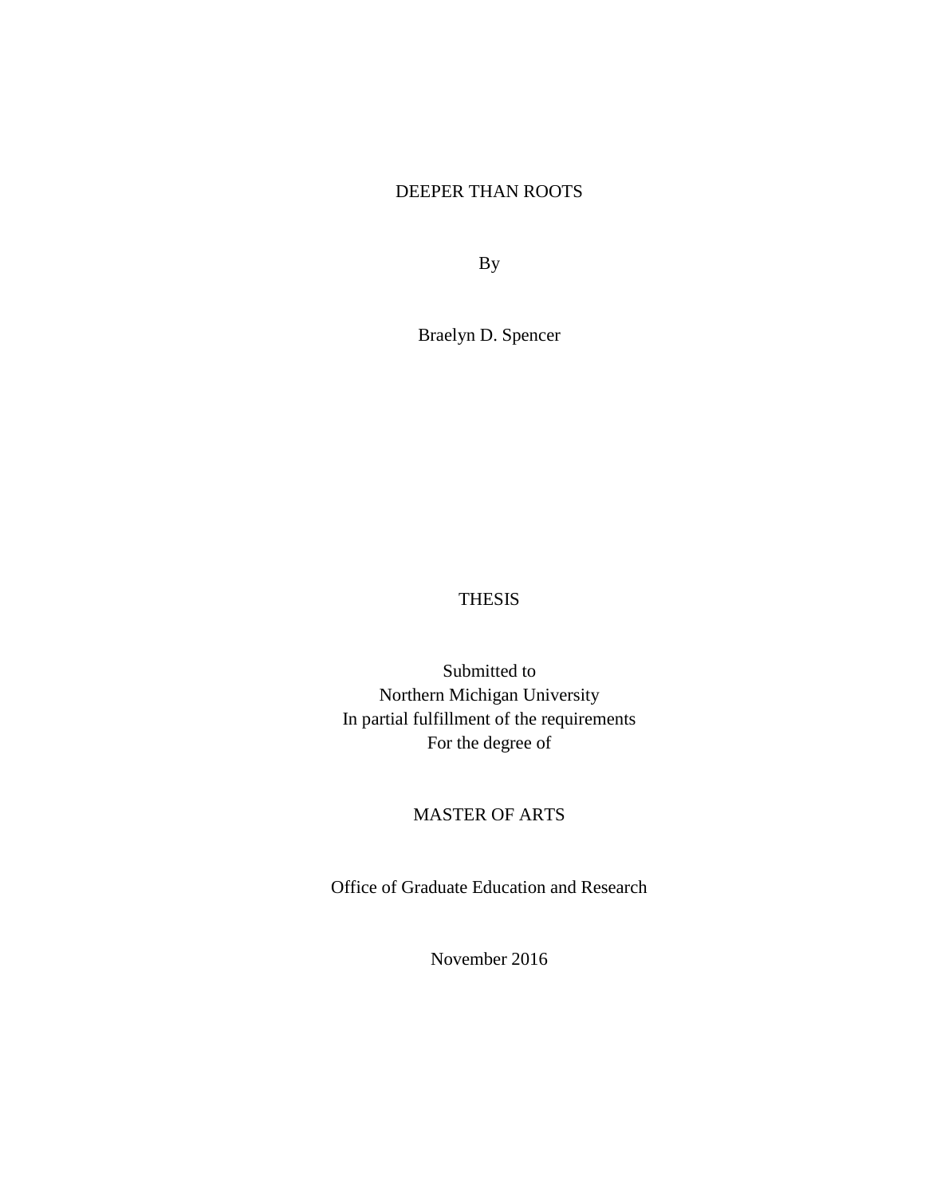# DEEPER THAN ROOTS

By

Braelyn D. Spencer

THESIS

Submitted to
Northern Michigan University
In partial fulfillment of the requirements
For the degree of

MASTER OF ARTS

Office of Graduate Education and Research

November 2016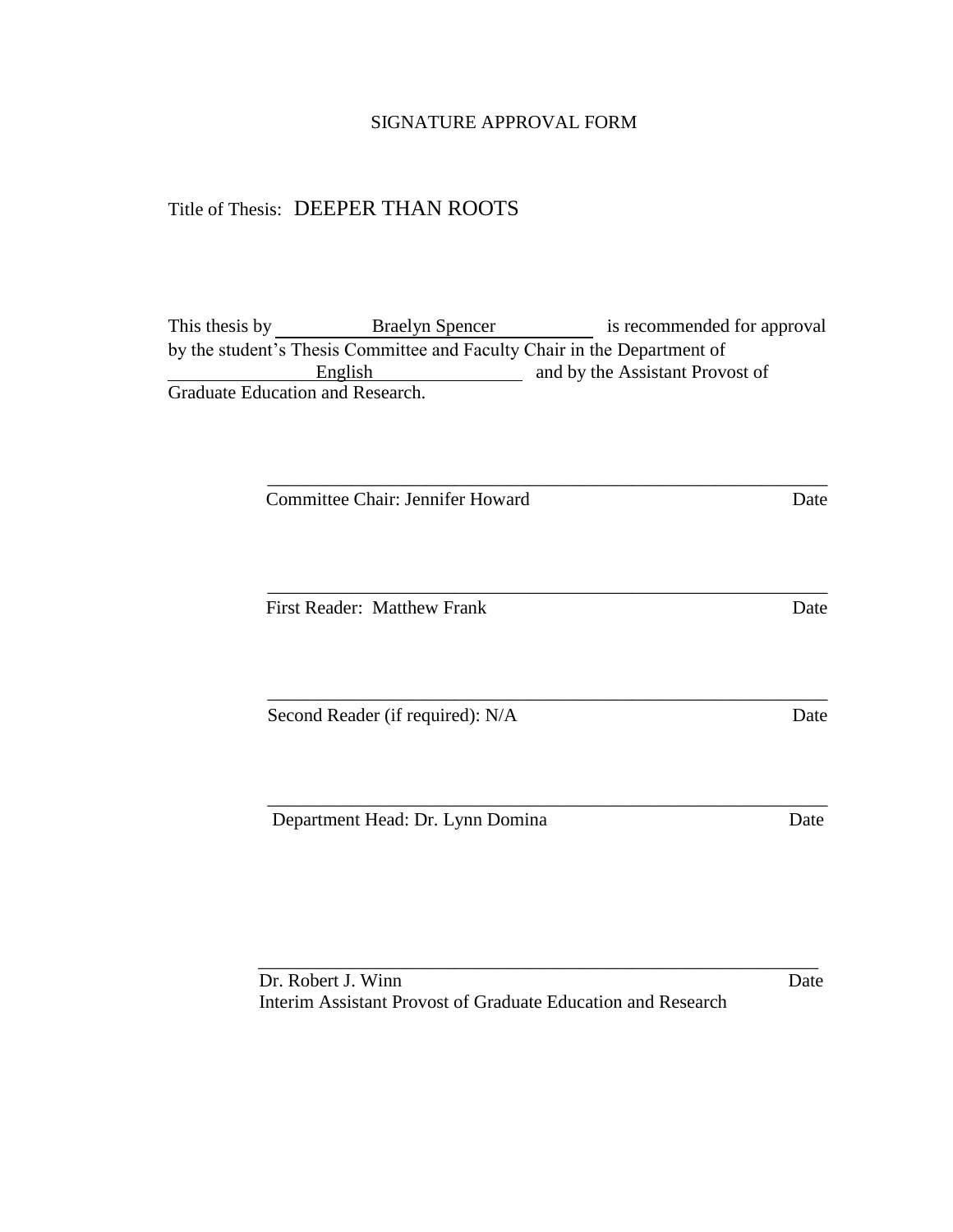SIGNATURE APPROVAL FORM

Title of Thesis: DEEPER THAN ROOTS

This thesis by Braelyn Spencer is recommended for approval by the student's Thesis Committee and Faculty Chair in the Department of English and by the Assistant Provost of Graduate Education and Research.

\_\_\_\_\_\_\_\_\_\_\_\_\_\_\_\_\_\_\_\_\_\_\_\_\_\_\_\_\_\_\_\_\_\_\_\_\_\_\_\_\_\_\_\_\_\_\_\_\_\_\_\_\_\_\_\_\_\_\_\_

Committee Chair: Jennifer Howard Date

\_\_\_\_\_\_\_\_\_\_\_\_\_\_\_\_\_\_\_\_\_\_\_\_\_\_\_\_\_\_\_\_\_\_\_\_\_\_\_\_\_\_\_\_\_\_\_\_\_\_\_\_\_\_\_\_\_\_\_\_

First Reader: Matthew Frank Date

\_\_\_\_\_\_\_\_\_\_\_\_\_\_\_\_\_\_\_\_\_\_\_\_\_\_\_\_\_\_\_\_\_\_\_\_\_\_\_\_\_\_\_\_\_\_\_\_\_\_\_\_\_\_\_\_\_\_\_\_

Second Reader (if required): N/A Date

\_\_\_\_\_\_\_\_\_\_\_\_\_\_\_\_\_\_\_\_\_\_\_\_\_\_\_\_\_\_\_\_\_\_\_\_\_\_\_\_\_\_\_\_\_\_\_\_\_\_\_\_\_\_\_\_\_\_\_\_

Department Head: Dr. Lynn Domina Date

\_\_\_\_\_\_\_\_\_\_\_\_\_\_\_\_\_\_\_\_\_\_\_\_\_\_\_\_\_\_\_\_\_\_\_\_\_\_\_\_\_\_\_\_\_\_\_\_\_\_\_\_\_\_\_\_\_\_\_\_

Dr. Robert J. Winn Date
Interim Assistant Provost of Graduate Education and Research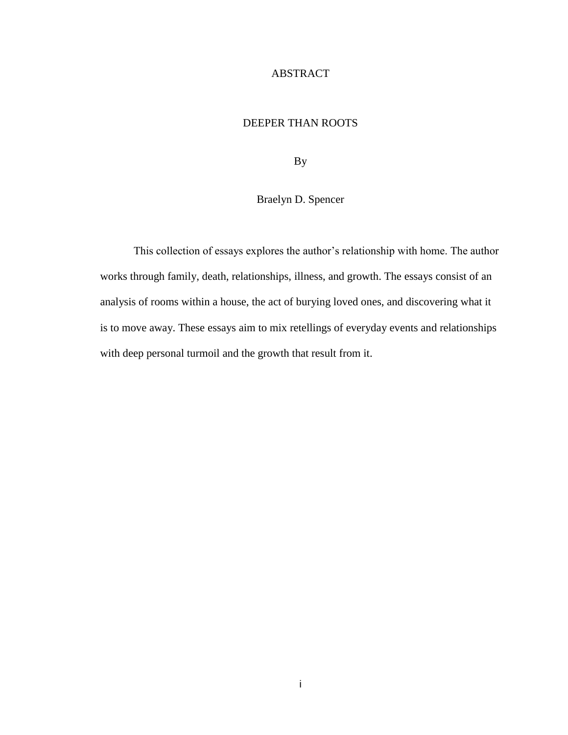# ABSTRACT

## DEEPER THAN ROOTS

By

Braelyn D. Spencer

This collection of essays explores the author's relationship with home. The author works through family, death, relationships, illness, and growth. The essays consist of an analysis of rooms within a house, the act of burying loved ones, and discovering what it is to move away. These essays aim to mix retellings of everyday events and relationships with deep personal turmoil and the growth that result from it.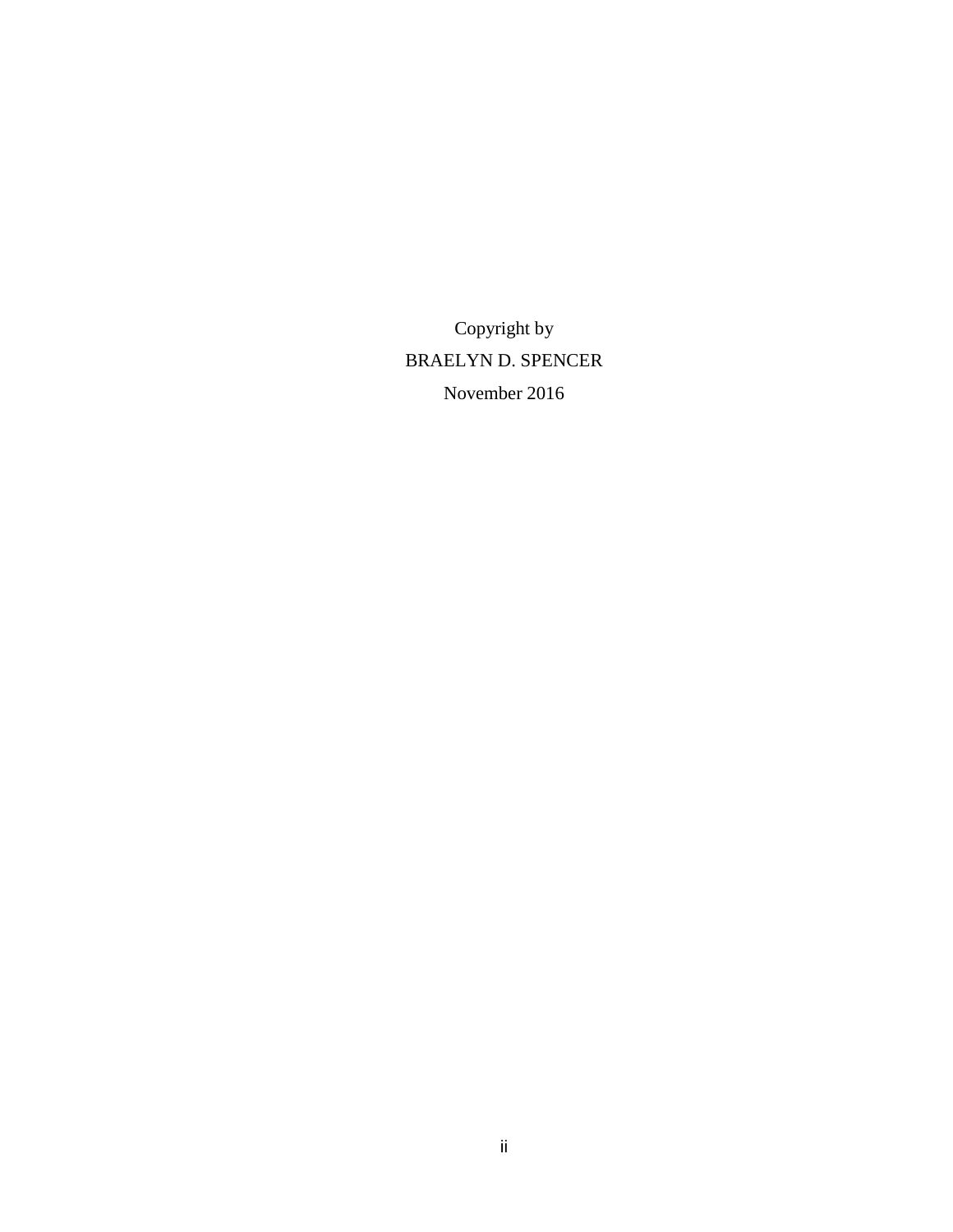Copyright by

BRAELYN D. SPENCER

November 2016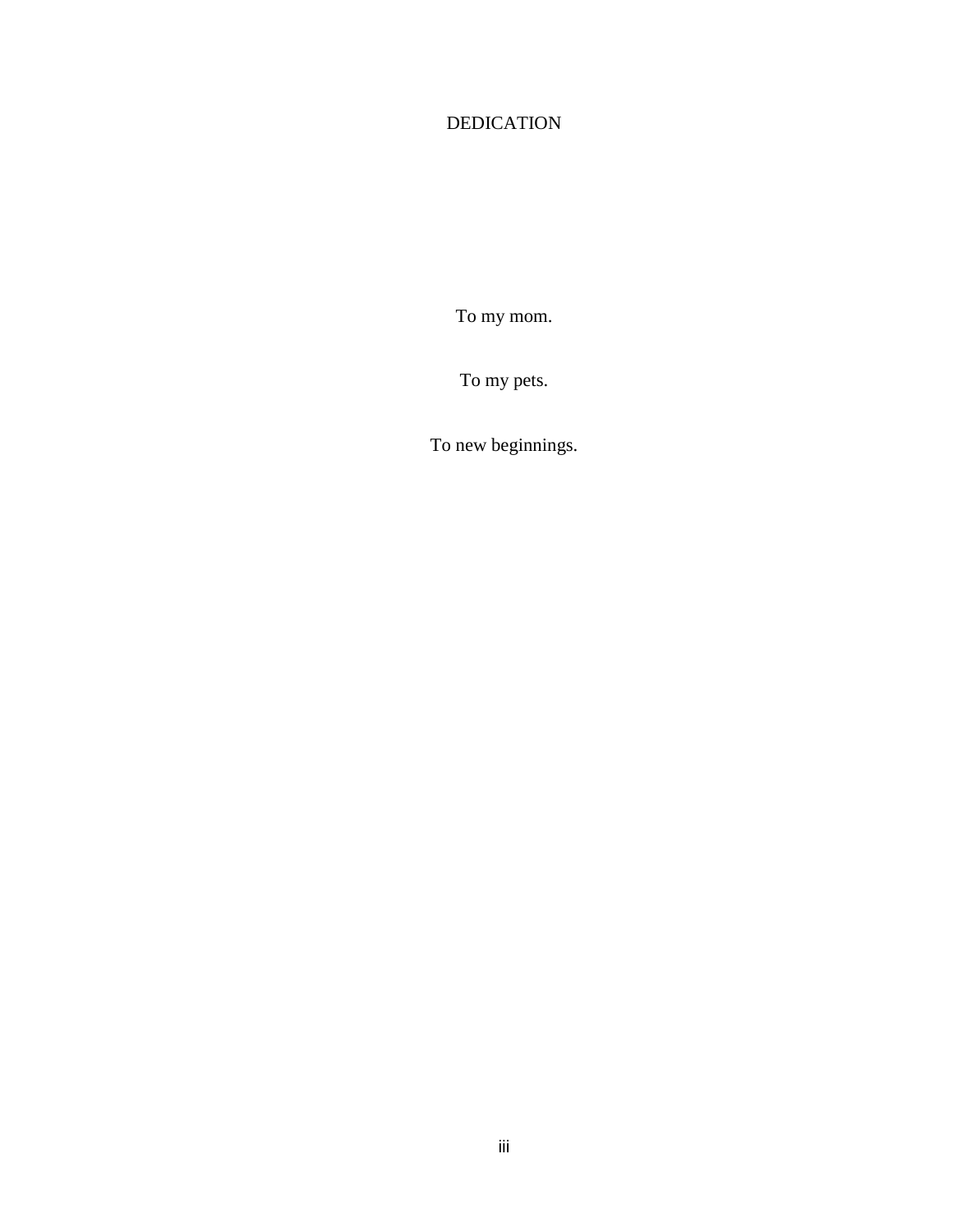# DEDICATION

To my mom.

To my pets.

To new beginnings.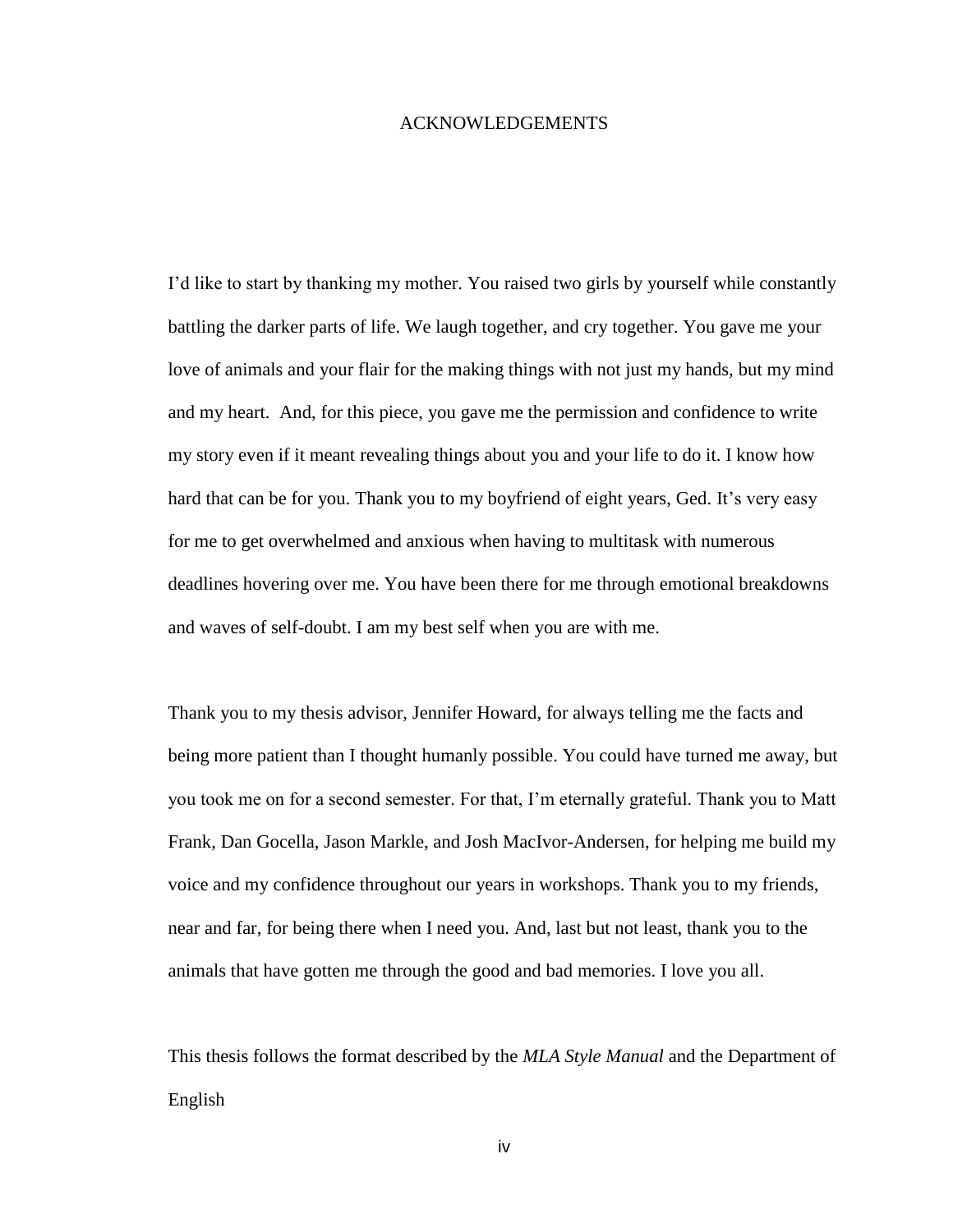# ACKNOWLEDGEMENTS

I'd like to start by thanking my mother. You raised two girls by yourself while constantly battling the darker parts of life. We laugh together, and cry together. You gave me your love of animals and your flair for the making things with not just my hands, but my mind and my heart. And, for this piece, you gave me the permission and confidence to write my story even if it meant revealing things about you and your life to do it. I know how hard that can be for you. Thank you to my boyfriend of eight years, Ged. It's very easy for me to get overwhelmed and anxious when having to multitask with numerous deadlines hovering over me. You have been there for me through emotional breakdowns and waves of self-doubt. I am my best self when you are with me.

Thank you to my thesis advisor, Jennifer Howard, for always telling me the facts and being more patient than I thought humanly possible. You could have turned me away, but you took me on for a second semester. For that, I'm eternally grateful. Thank you to Matt Frank, Dan Gocella, Jason Markle, and Josh MacIvor-Andersen, for helping me build my voice and my confidence throughout our years in workshops. Thank you to my friends, near and far, for being there when I need you. And, last but not least, thank you to the animals that have gotten me through the good and bad memories. I love you all.

This thesis follows the format described by the *MLA Style Manual* and the Department of English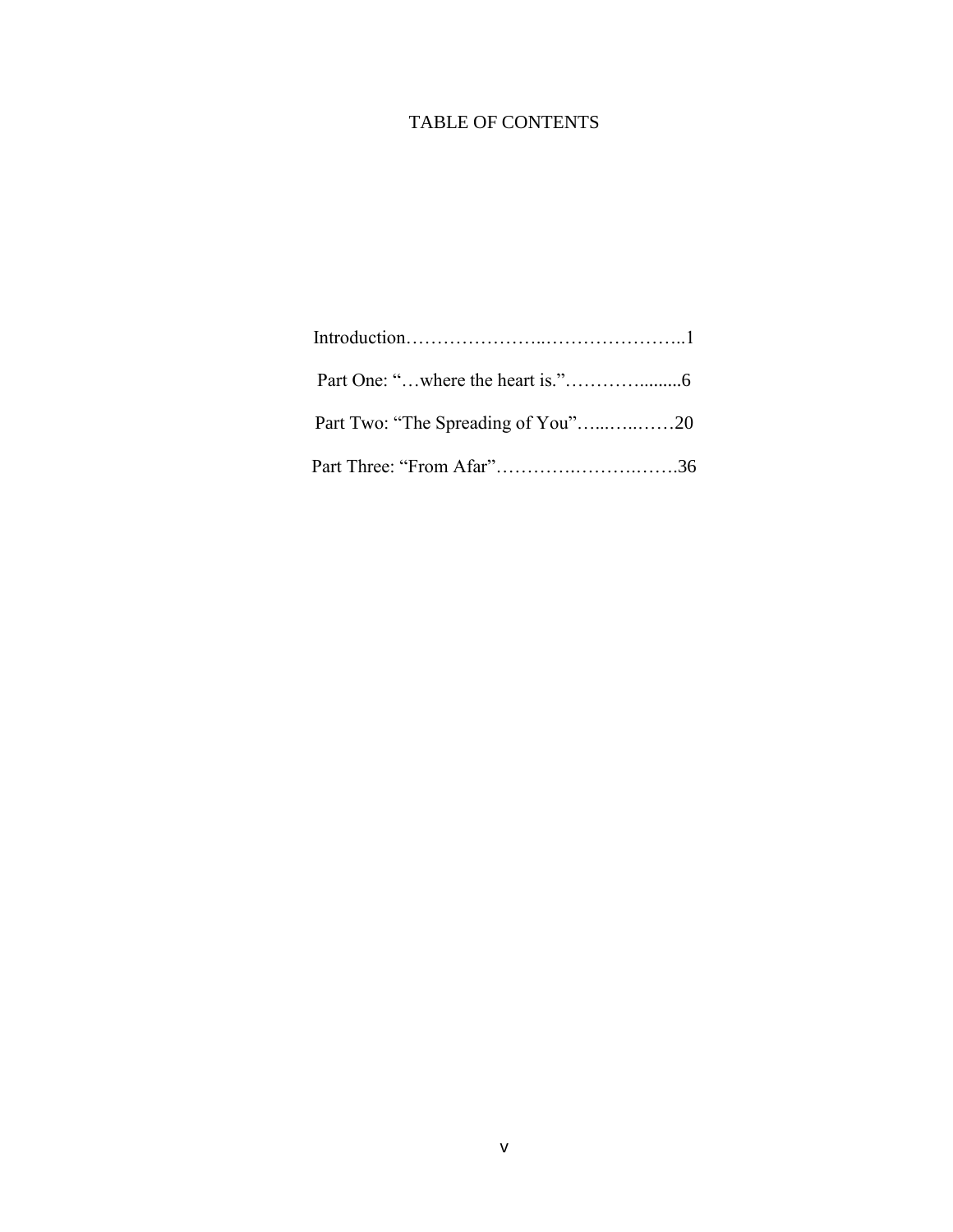# TABLE OF CONTENTS

Introduction…………………..…………………..1

Part One: "…where the heart is."………….........6

Part Two: "The Spreading of You"…...….…….20

Part Three: "From Afar"………….……….…….36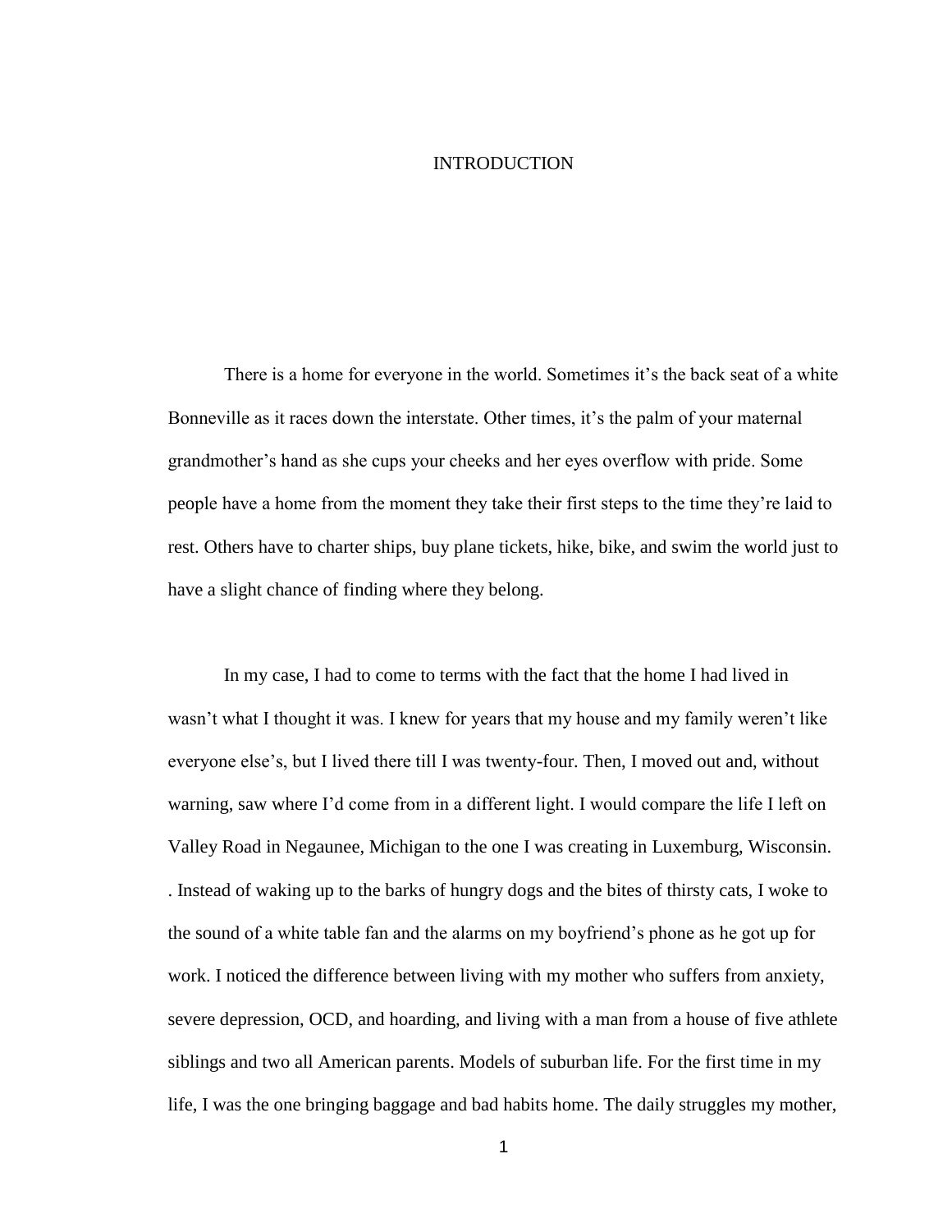# INTRODUCTION

There is a home for everyone in the world. Sometimes it's the back seat of a white Bonneville as it races down the interstate. Other times, it's the palm of your maternal grandmother's hand as she cups your cheeks and her eyes overflow with pride. Some people have a home from the moment they take their first steps to the time they're laid to rest. Others have to charter ships, buy plane tickets, hike, bike, and swim the world just to have a slight chance of finding where they belong.

In my case, I had to come to terms with the fact that the home I had lived in wasn't what I thought it was. I knew for years that my house and my family weren't like everyone else's, but I lived there till I was twenty-four. Then, I moved out and, without warning, saw where I'd come from in a different light. I would compare the life I left on Valley Road in Negaunee, Michigan to the one I was creating in Luxemburg, Wisconsin. . Instead of waking up to the barks of hungry dogs and the bites of thirsty cats, I woke to the sound of a white table fan and the alarms on my boyfriend's phone as he got up for work. I noticed the difference between living with my mother who suffers from anxiety, severe depression, OCD, and hoarding, and living with a man from a house of five athlete siblings and two all American parents. Models of suburban life. For the first time in my life, I was the one bringing baggage and bad habits home. The daily struggles my mother,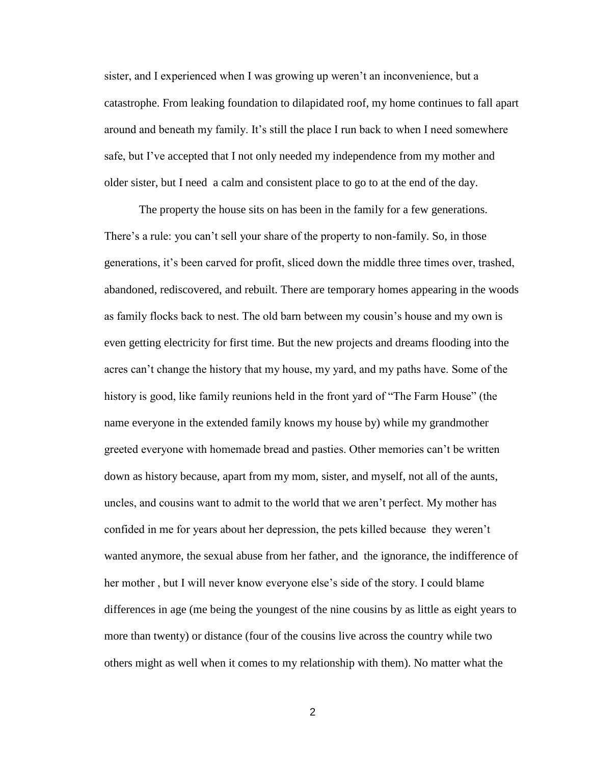sister, and I experienced when I was growing up weren't an inconvenience, but a catastrophe. From leaking foundation to dilapidated roof, my home continues to fall apart around and beneath my family. It's still the place I run back to when I need somewhere safe, but I've accepted that I not only needed my independence from my mother and older sister, but I need a calm and consistent place to go to at the end of the day.

The property the house sits on has been in the family for a few generations. There's a rule: you can't sell your share of the property to non-family. So, in those generations, it's been carved for profit, sliced down the middle three times over, trashed, abandoned, rediscovered, and rebuilt. There are temporary homes appearing in the woods as family flocks back to nest. The old barn between my cousin's house and my own is even getting electricity for first time. But the new projects and dreams flooding into the acres can't change the history that my house, my yard, and my paths have. Some of the history is good, like family reunions held in the front yard of "The Farm House" (the name everyone in the extended family knows my house by) while my grandmother greeted everyone with homemade bread and pasties. Other memories can't be written down as history because, apart from my mom, sister, and myself, not all of the aunts, uncles, and cousins want to admit to the world that we aren't perfect. My mother has confided in me for years about her depression, the pets killed because they weren't wanted anymore, the sexual abuse from her father, and the ignorance, the indifference of her mother , but I will never know everyone else's side of the story. I could blame differences in age (me being the youngest of the nine cousins by as little as eight years to more than twenty) or distance (four of the cousins live across the country while two others might as well when it comes to my relationship with them). No matter what the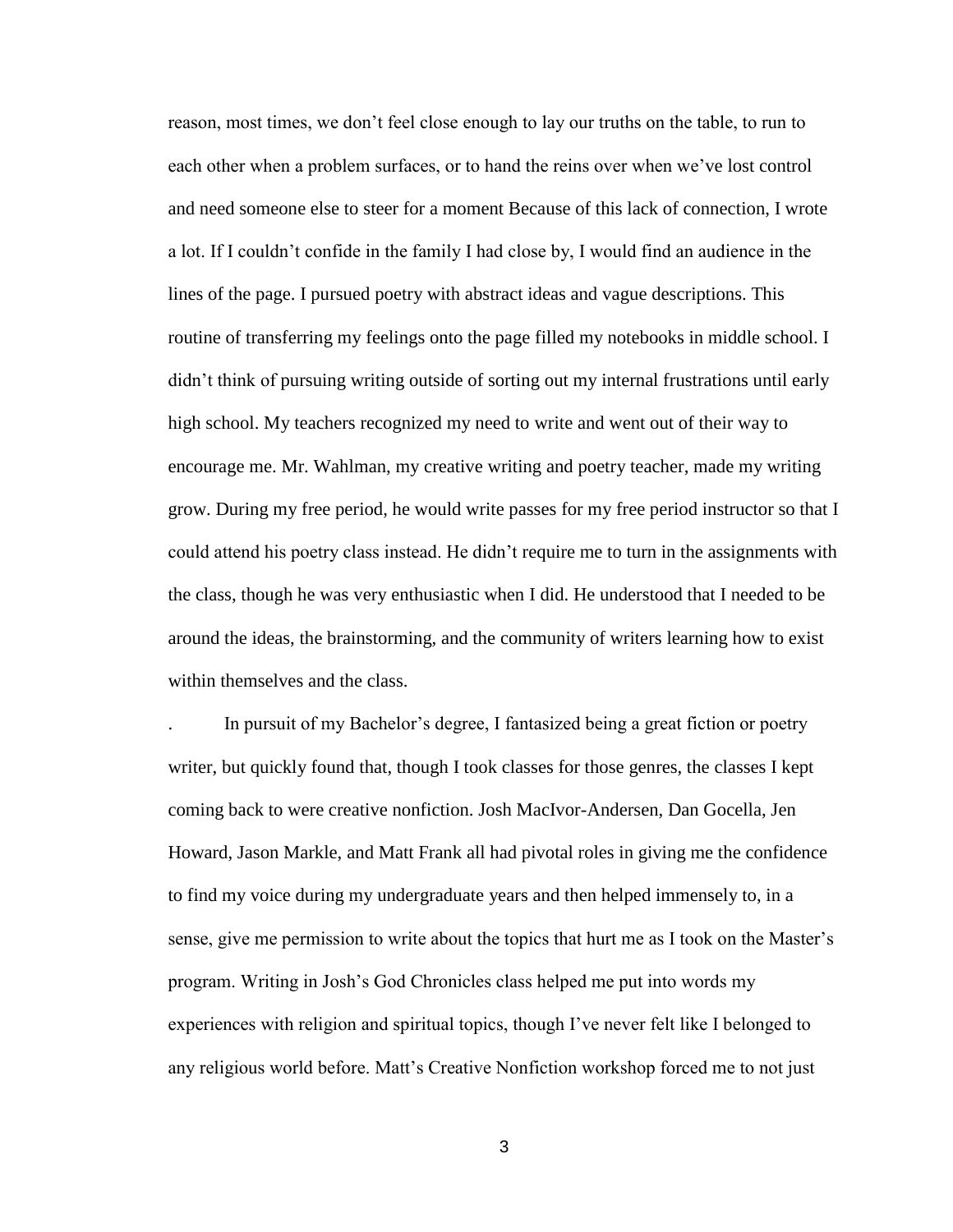reason, most times, we don't feel close enough to lay our truths on the table, to run to each other when a problem surfaces, or to hand the reins over when we've lost control and need someone else to steer for a moment Because of this lack of connection, I wrote a lot. If I couldn't confide in the family I had close by, I would find an audience in the lines of the page. I pursued poetry with abstract ideas and vague descriptions. This routine of transferring my feelings onto the page filled my notebooks in middle school. I didn't think of pursuing writing outside of sorting out my internal frustrations until early high school. My teachers recognized my need to write and went out of their way to encourage me. Mr. Wahlman, my creative writing and poetry teacher, made my writing grow. During my free period, he would write passes for my free period instructor so that I could attend his poetry class instead. He didn't require me to turn in the assignments with the class, though he was very enthusiastic when I did. He understood that I needed to be around the ideas, the brainstorming, and the community of writers learning how to exist within themselves and the class.

. In pursuit of my Bachelor's degree, I fantasized being a great fiction or poetry writer, but quickly found that, though I took classes for those genres, the classes I kept coming back to were creative nonfiction. Josh MacIvor-Andersen, Dan Gocella, Jen Howard, Jason Markle, and Matt Frank all had pivotal roles in giving me the confidence to find my voice during my undergraduate years and then helped immensely to, in a sense, give me permission to write about the topics that hurt me as I took on the Master's program. Writing in Josh's God Chronicles class helped me put into words my experiences with religion and spiritual topics, though I've never felt like I belonged to any religious world before. Matt's Creative Nonfiction workshop forced me to not just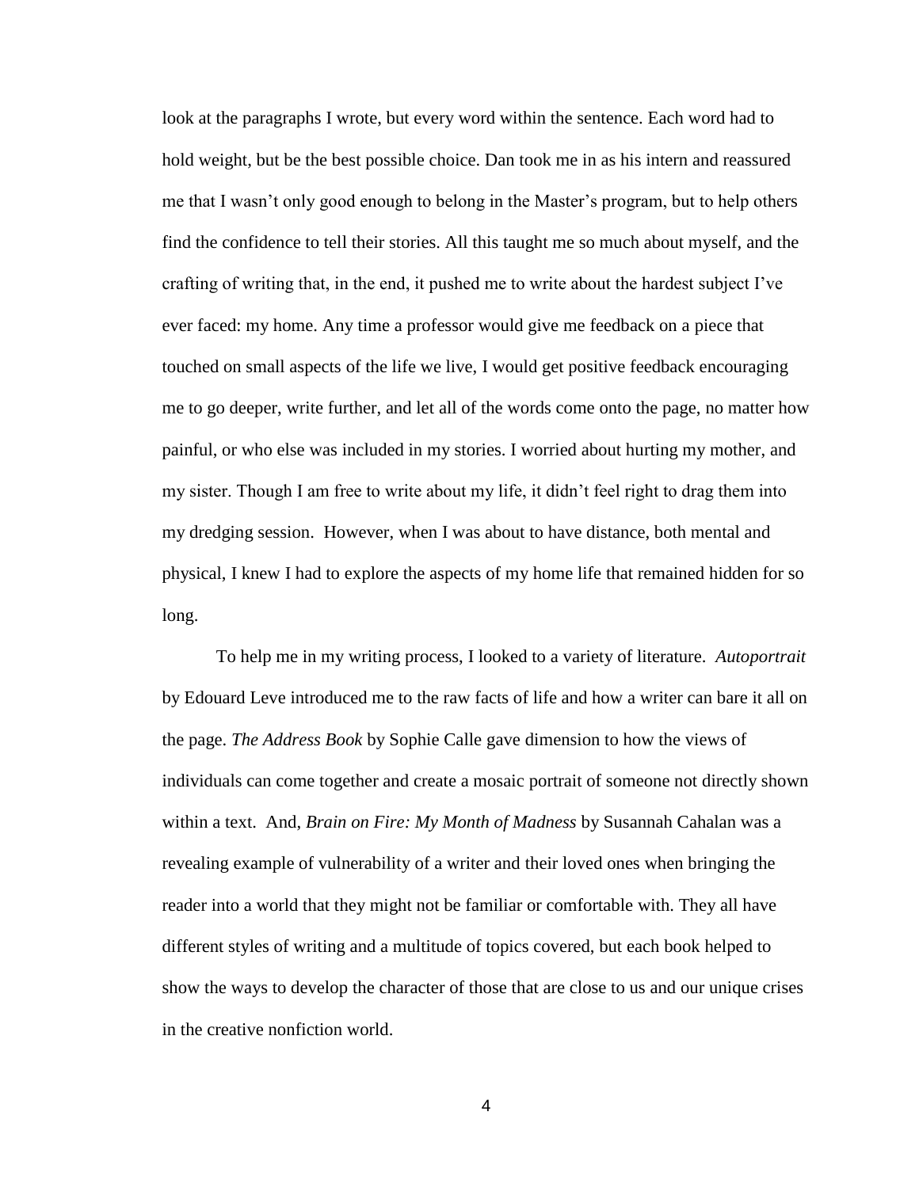look at the paragraphs I wrote, but every word within the sentence. Each word had to hold weight, but be the best possible choice. Dan took me in as his intern and reassured me that I wasn't only good enough to belong in the Master's program, but to help others find the confidence to tell their stories. All this taught me so much about myself, and the crafting of writing that, in the end, it pushed me to write about the hardest subject I've ever faced: my home. Any time a professor would give me feedback on a piece that touched on small aspects of the life we live, I would get positive feedback encouraging me to go deeper, write further, and let all of the words come onto the page, no matter how painful, or who else was included in my stories. I worried about hurting my mother, and my sister. Though I am free to write about my life, it didn't feel right to drag them into my dredging session. However, when I was about to have distance, both mental and physical, I knew I had to explore the aspects of my home life that remained hidden for so long.

To help me in my writing process, I looked to a variety of literature. *Autoportrait* by Edouard Leve introduced me to the raw facts of life and how a writer can bare it all on the page. *The Address Book* by Sophie Calle gave dimension to how the views of individuals can come together and create a mosaic portrait of someone not directly shown within a text. And, *Brain on Fire: My Month of Madness* by Susannah Cahalan was a revealing example of vulnerability of a writer and their loved ones when bringing the reader into a world that they might not be familiar or comfortable with. They all have different styles of writing and a multitude of topics covered, but each book helped to show the ways to develop the character of those that are close to us and our unique crises in the creative nonfiction world.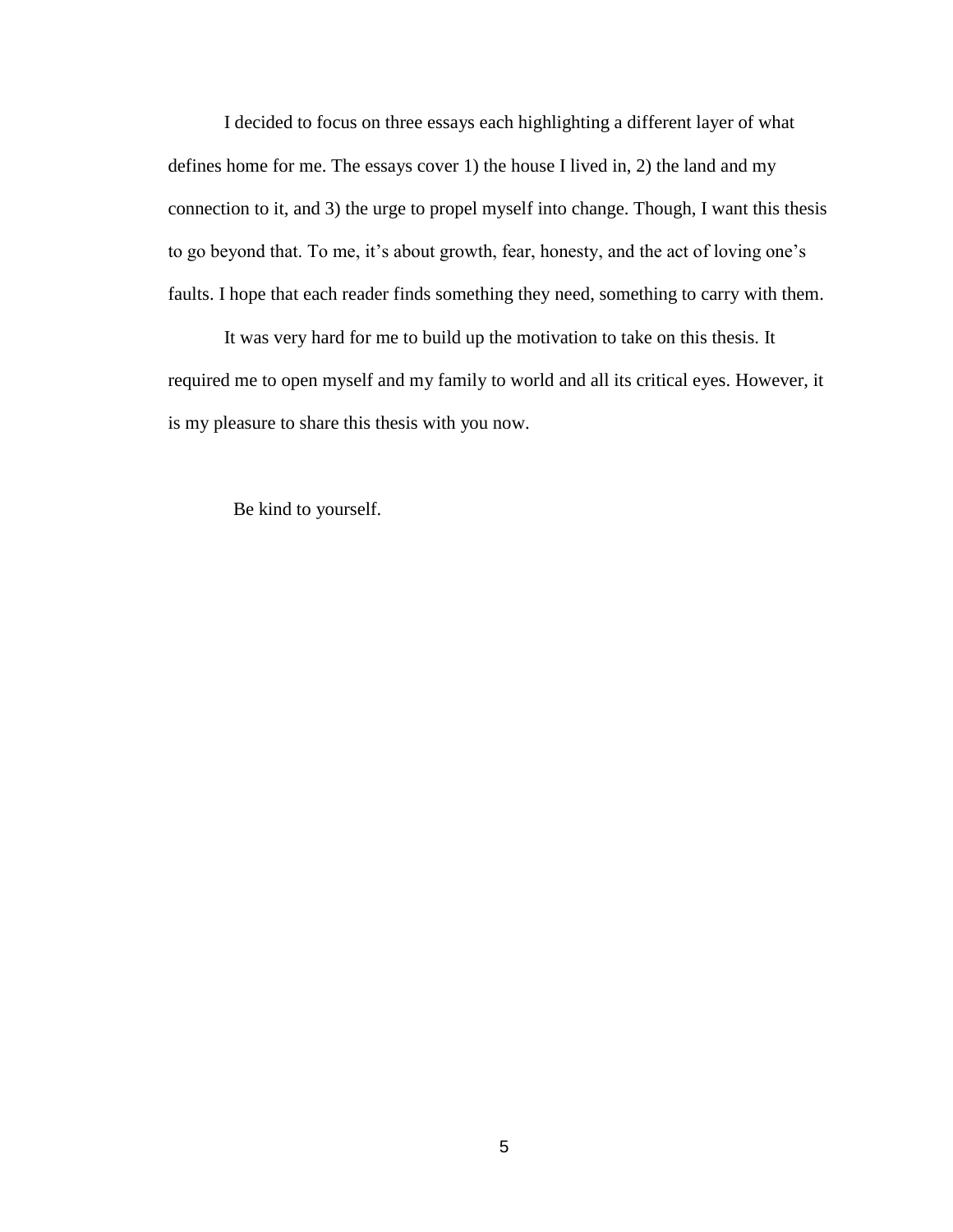I decided to focus on three essays each highlighting a different layer of what defines home for me. The essays cover 1) the house I lived in, 2) the land and my connection to it, and 3) the urge to propel myself into change. Though, I want this thesis to go beyond that. To me, it's about growth, fear, honesty, and the act of loving one's faults. I hope that each reader finds something they need, something to carry with them.

It was very hard for me to build up the motivation to take on this thesis. It required me to open myself and my family to world and all its critical eyes. However, it is my pleasure to share this thesis with you now.

Be kind to yourself.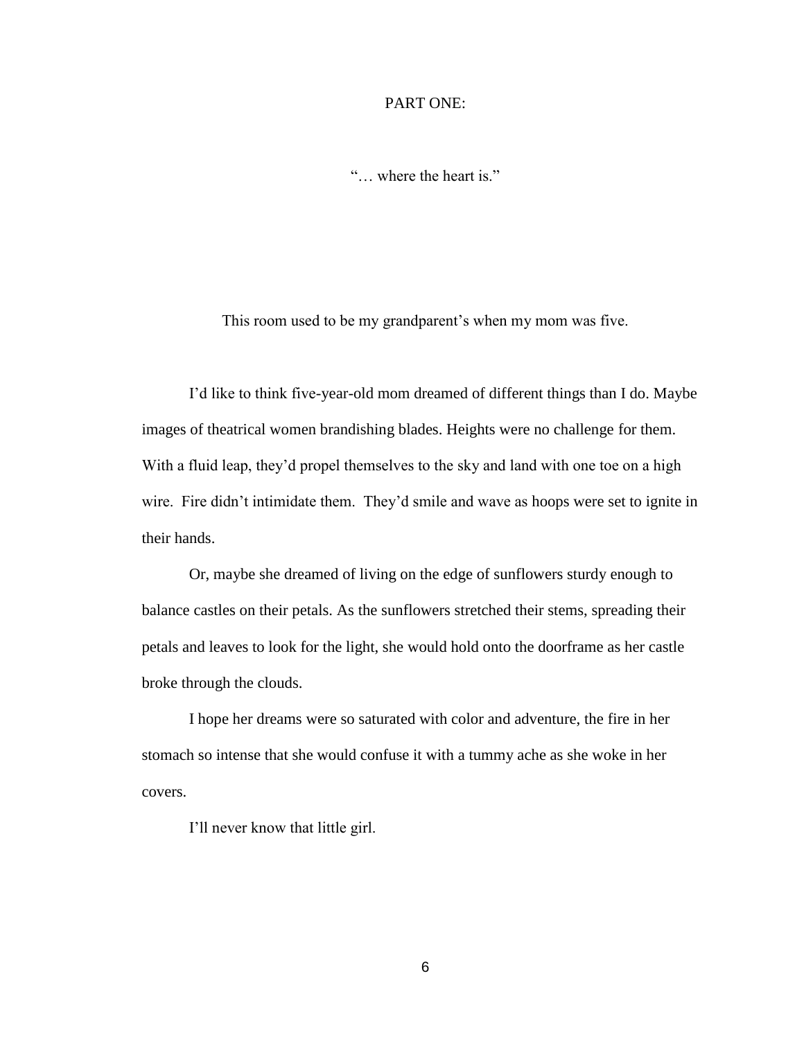# PART ONE:

"… where the heart is."

This room used to be my grandparent's when my mom was five.

I'd like to think five-year-old mom dreamed of different things than I do. Maybe images of theatrical women brandishing blades. Heights were no challenge for them. With a fluid leap, they'd propel themselves to the sky and land with one toe on a high wire. Fire didn't intimidate them. They'd smile and wave as hoops were set to ignite in their hands.

Or, maybe she dreamed of living on the edge of sunflowers sturdy enough to balance castles on their petals. As the sunflowers stretched their stems, spreading their petals and leaves to look for the light, she would hold onto the doorframe as her castle broke through the clouds.

I hope her dreams were so saturated with color and adventure, the fire in her stomach so intense that she would confuse it with a tummy ache as she woke in her covers.

I'll never know that little girl.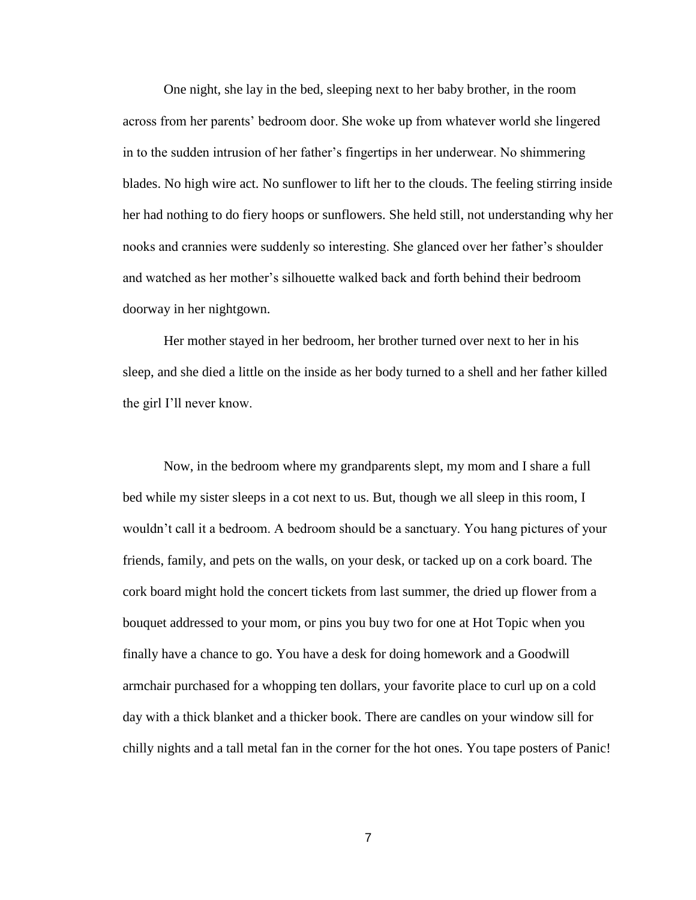One night, she lay in the bed, sleeping next to her baby brother, in the room across from her parents' bedroom door. She woke up from whatever world she lingered in to the sudden intrusion of her father's fingertips in her underwear. No shimmering blades. No high wire act. No sunflower to lift her to the clouds. The feeling stirring inside her had nothing to do fiery hoops or sunflowers. She held still, not understanding why her nooks and crannies were suddenly so interesting. She glanced over her father's shoulder and watched as her mother's silhouette walked back and forth behind their bedroom doorway in her nightgown.

Her mother stayed in her bedroom, her brother turned over next to her in his sleep, and she died a little on the inside as her body turned to a shell and her father killed the girl I'll never know.

Now, in the bedroom where my grandparents slept, my mom and I share a full bed while my sister sleeps in a cot next to us. But, though we all sleep in this room, I wouldn't call it a bedroom. A bedroom should be a sanctuary. You hang pictures of your friends, family, and pets on the walls, on your desk, or tacked up on a cork board. The cork board might hold the concert tickets from last summer, the dried up flower from a bouquet addressed to your mom, or pins you buy two for one at Hot Topic when you finally have a chance to go. You have a desk for doing homework and a Goodwill armchair purchased for a whopping ten dollars, your favorite place to curl up on a cold day with a thick blanket and a thicker book. There are candles on your window sill for chilly nights and a tall metal fan in the corner for the hot ones. You tape posters of Panic!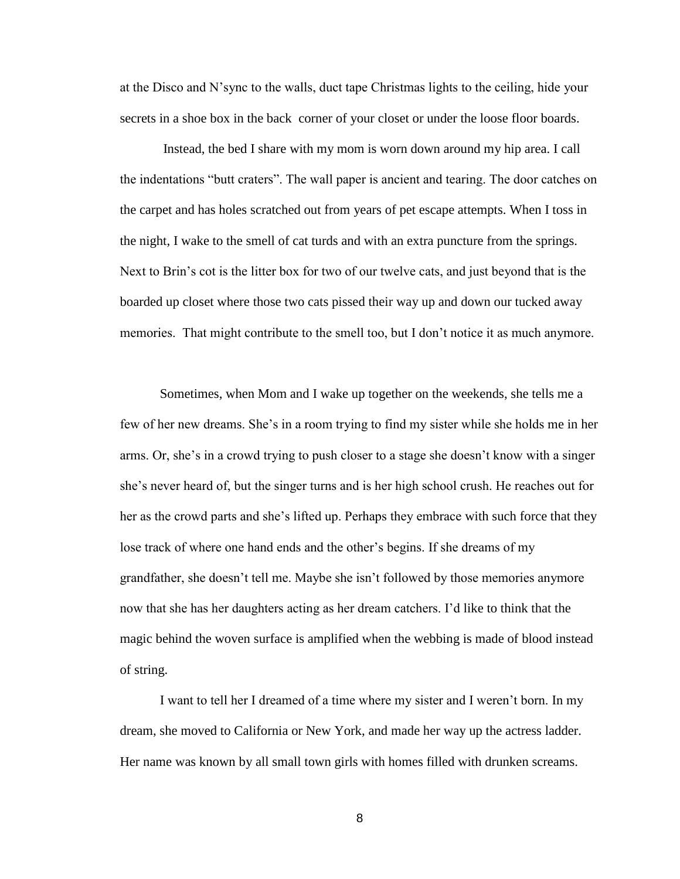at the Disco and N'sync to the walls, duct tape Christmas lights to the ceiling, hide your secrets in a shoe box in the back corner of your closet or under the loose floor boards.

Instead, the bed I share with my mom is worn down around my hip area. I call the indentations "butt craters". The wall paper is ancient and tearing. The door catches on the carpet and has holes scratched out from years of pet escape attempts. When I toss in the night, I wake to the smell of cat turds and with an extra puncture from the springs. Next to Brin's cot is the litter box for two of our twelve cats, and just beyond that is the boarded up closet where those two cats pissed their way up and down our tucked away memories. That might contribute to the smell too, but I don't notice it as much anymore.

Sometimes, when Mom and I wake up together on the weekends, she tells me a few of her new dreams. She's in a room trying to find my sister while she holds me in her arms. Or, she's in a crowd trying to push closer to a stage she doesn't know with a singer she's never heard of, but the singer turns and is her high school crush. He reaches out for her as the crowd parts and she's lifted up. Perhaps they embrace with such force that they lose track of where one hand ends and the other's begins. If she dreams of my grandfather, she doesn't tell me. Maybe she isn't followed by those memories anymore now that she has her daughters acting as her dream catchers. I'd like to think that the magic behind the woven surface is amplified when the webbing is made of blood instead of string.

I want to tell her I dreamed of a time where my sister and I weren't born. In my dream, she moved to California or New York, and made her way up the actress ladder. Her name was known by all small town girls with homes filled with drunken screams.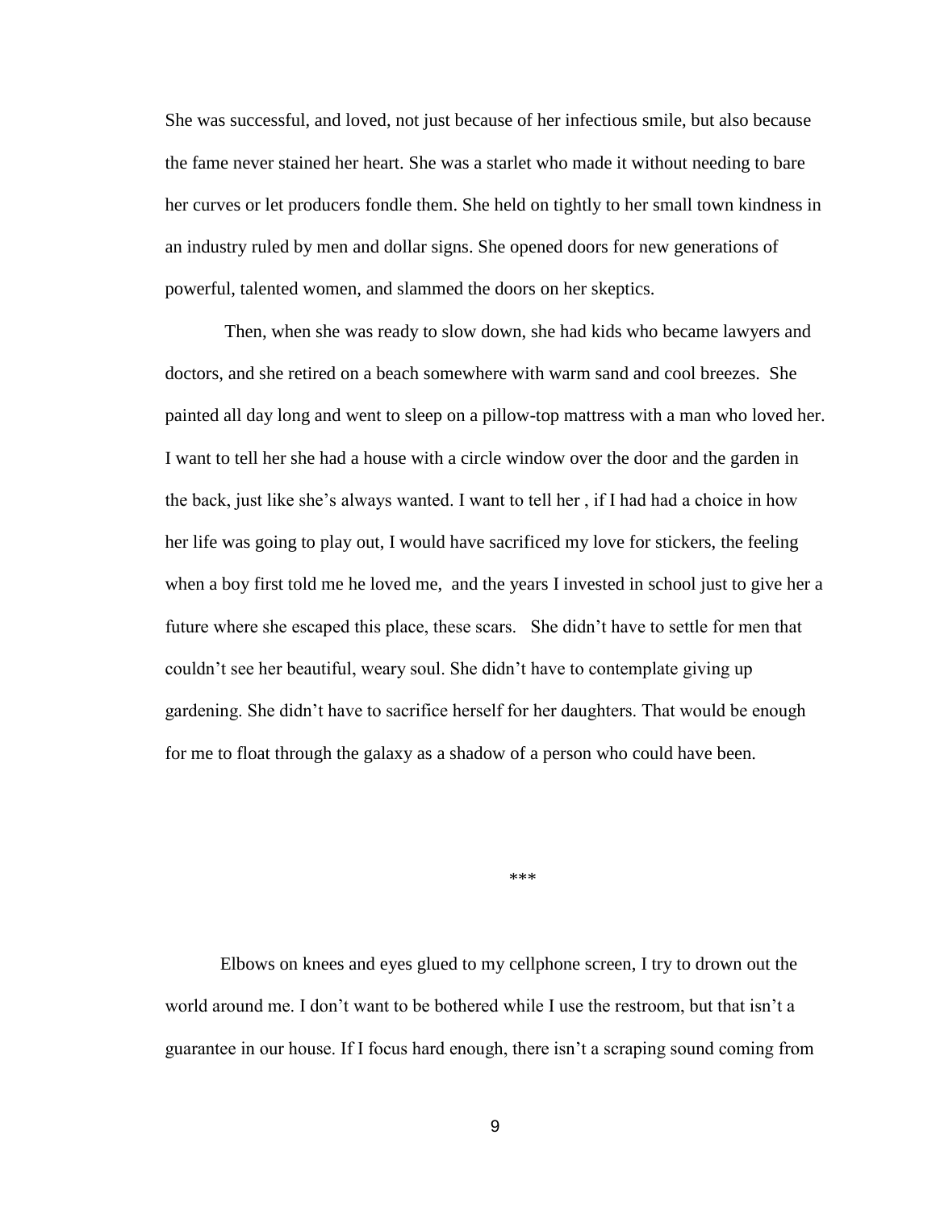She was successful, and loved, not just because of her infectious smile, but also because the fame never stained her heart. She was a starlet who made it without needing to bare her curves or let producers fondle them. She held on tightly to her small town kindness in an industry ruled by men and dollar signs. She opened doors for new generations of powerful, talented women, and slammed the doors on her skeptics.

Then, when she was ready to slow down, she had kids who became lawyers and doctors, and she retired on a beach somewhere with warm sand and cool breezes. She painted all day long and went to sleep on a pillow-top mattress with a man who loved her. I want to tell her she had a house with a circle window over the door and the garden in the back, just like she's always wanted. I want to tell her , if I had had a choice in how her life was going to play out, I would have sacrificed my love for stickers, the feeling when a boy first told me he loved me, and the years I invested in school just to give her a future where she escaped this place, these scars. She didn't have to settle for men that couldn't see her beautiful, weary soul. She didn't have to contemplate giving up gardening. She didn't have to sacrifice herself for her daughters. That would be enough for me to float through the galaxy as a shadow of a person who could have been.

***

Elbows on knees and eyes glued to my cellphone screen, I try to drown out the world around me. I don't want to be bothered while I use the restroom, but that isn't a guarantee in our house. If I focus hard enough, there isn't a scraping sound coming from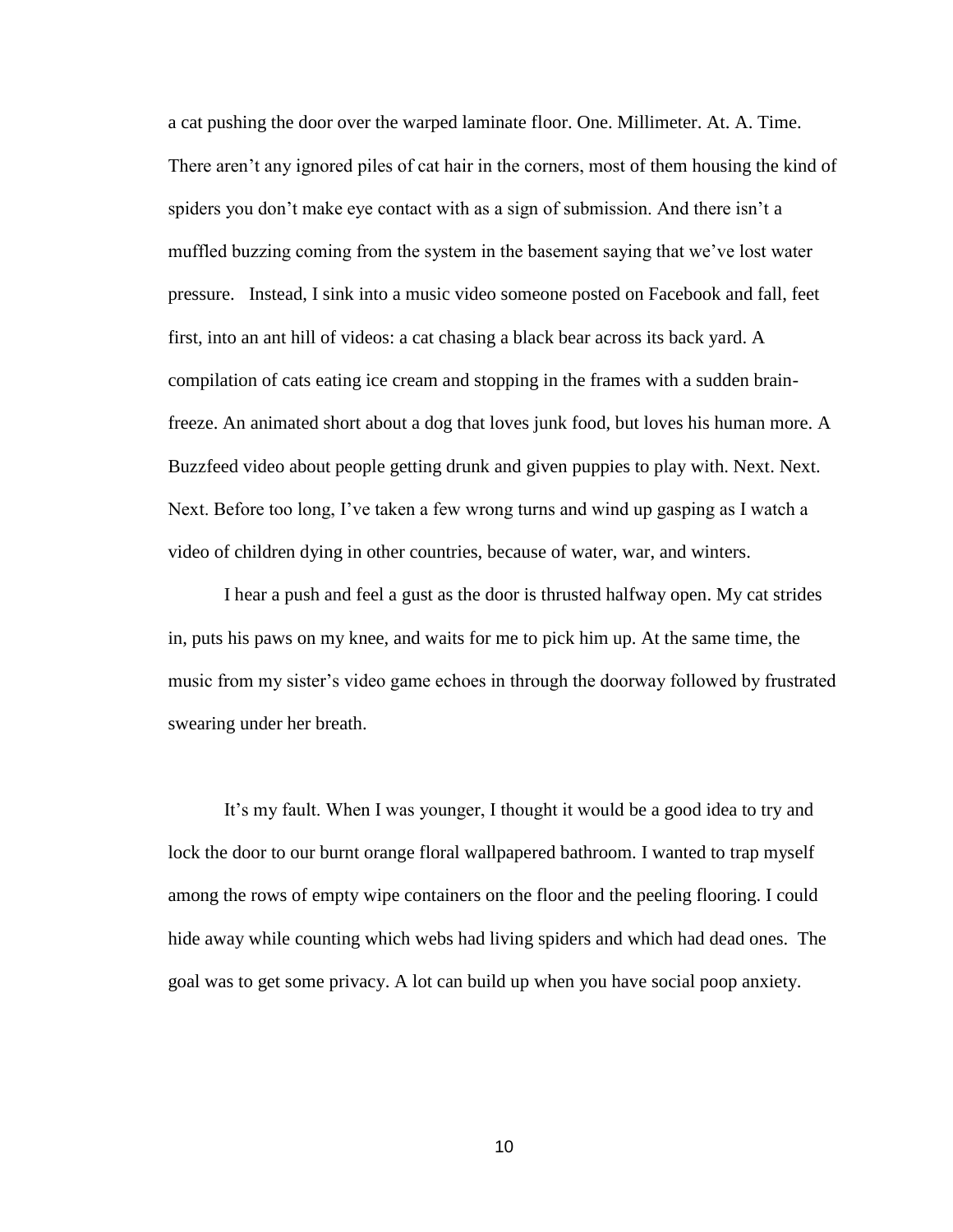a cat pushing the door over the warped laminate floor. One. Millimeter. At. A. Time. There aren't any ignored piles of cat hair in the corners, most of them housing the kind of spiders you don't make eye contact with as a sign of submission. And there isn't a muffled buzzing coming from the system in the basement saying that we've lost water pressure. Instead, I sink into a music video someone posted on Facebook and fall, feet first, into an ant hill of videos: a cat chasing a black bear across its back yard. A compilation of cats eating ice cream and stopping in the frames with a sudden brain-freeze. An animated short about a dog that loves junk food, but loves his human more. A Buzzfeed video about people getting drunk and given puppies to play with. Next. Next. Next. Before too long, I've taken a few wrong turns and wind up gasping as I watch a video of children dying in other countries, because of water, war, and winters.

I hear a push and feel a gust as the door is thrusted halfway open. My cat strides in, puts his paws on my knee, and waits for me to pick him up. At the same time, the music from my sister's video game echoes in through the doorway followed by frustrated swearing under her breath.

It's my fault. When I was younger, I thought it would be a good idea to try and lock the door to our burnt orange floral wallpapered bathroom. I wanted to trap myself among the rows of empty wipe containers on the floor and the peeling flooring. I could hide away while counting which webs had living spiders and which had dead ones. The goal was to get some privacy. A lot can build up when you have social poop anxiety.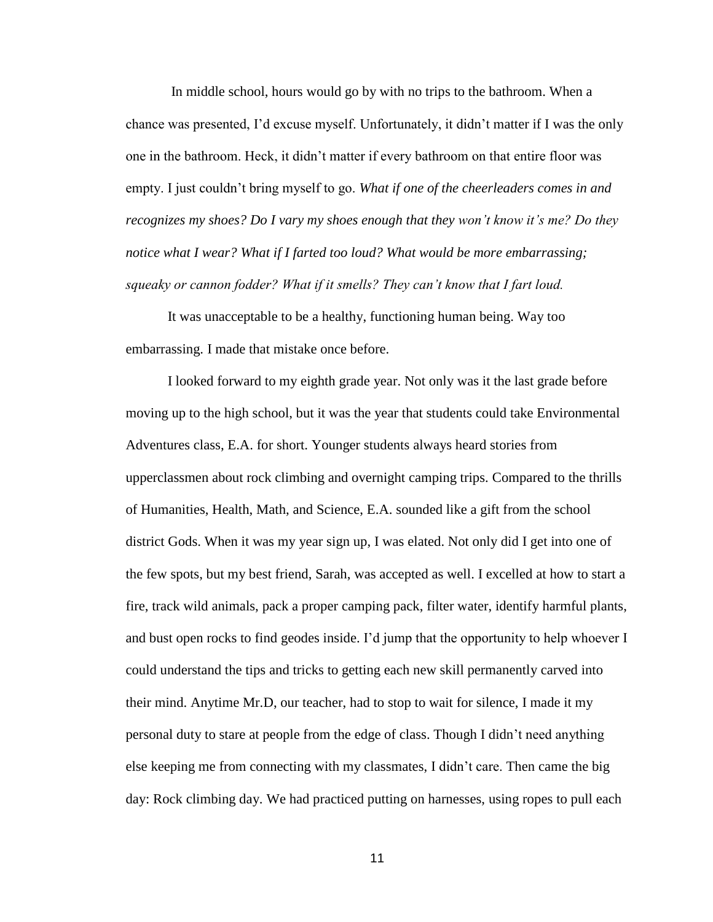In middle school, hours would go by with no trips to the bathroom. When a chance was presented, I'd excuse myself. Unfortunately, it didn't matter if I was the only one in the bathroom. Heck, it didn't matter if every bathroom on that entire floor was empty. I just couldn't bring myself to go. *What if one of the cheerleaders comes in and recognizes my shoes? Do I vary my shoes enough that they won't know it's me? Do they notice what I wear? What if I farted too loud? What would be more embarrassing; squeaky or cannon fodder? What if it smells? They can't know that I fart loud.*

It was unacceptable to be a healthy, functioning human being. Way too embarrassing. I made that mistake once before.

I looked forward to my eighth grade year. Not only was it the last grade before moving up to the high school, but it was the year that students could take Environmental Adventures class, E.A. for short. Younger students always heard stories from upperclassmen about rock climbing and overnight camping trips. Compared to the thrills of Humanities, Health, Math, and Science, E.A. sounded like a gift from the school district Gods. When it was my year sign up, I was elated. Not only did I get into one of the few spots, but my best friend, Sarah, was accepted as well. I excelled at how to start a fire, track wild animals, pack a proper camping pack, filter water, identify harmful plants, and bust open rocks to find geodes inside. I'd jump that the opportunity to help whoever I could understand the tips and tricks to getting each new skill permanently carved into their mind. Anytime Mr.D, our teacher, had to stop to wait for silence, I made it my personal duty to stare at people from the edge of class. Though I didn't need anything else keeping me from connecting with my classmates, I didn't care. Then came the big day: Rock climbing day. We had practiced putting on harnesses, using ropes to pull each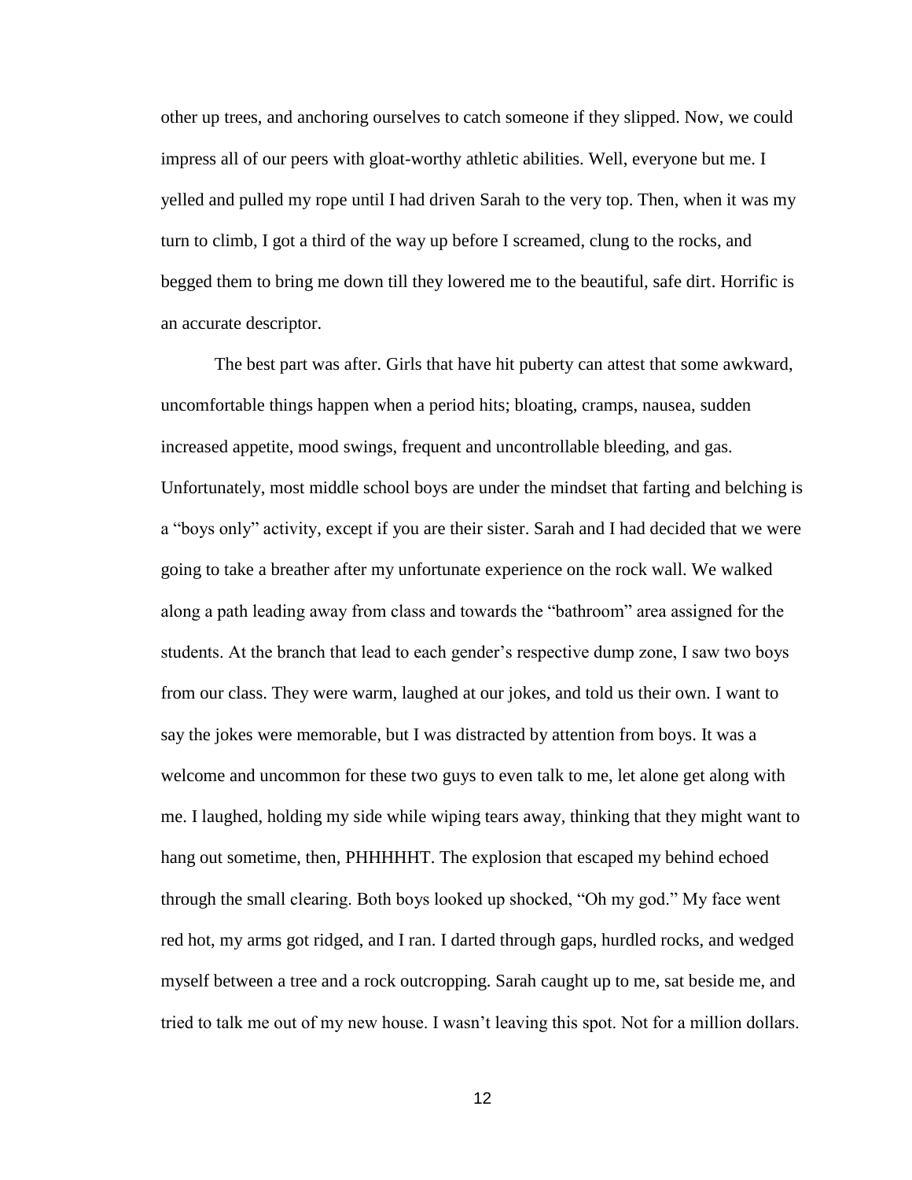other up trees, and anchoring ourselves to catch someone if they slipped. Now, we could impress all of our peers with gloat-worthy athletic abilities. Well, everyone but me. I yelled and pulled my rope until I had driven Sarah to the very top. Then, when it was my turn to climb, I got a third of the way up before I screamed, clung to the rocks, and begged them to bring me down till they lowered me to the beautiful, safe dirt. Horrific is an accurate descriptor.

The best part was after. Girls that have hit puberty can attest that some awkward, uncomfortable things happen when a period hits; bloating, cramps, nausea, sudden increased appetite, mood swings, frequent and uncontrollable bleeding, and gas. Unfortunately, most middle school boys are under the mindset that farting and belching is a "boys only" activity, except if you are their sister. Sarah and I had decided that we were going to take a breather after my unfortunate experience on the rock wall. We walked along a path leading away from class and towards the "bathroom" area assigned for the students. At the branch that lead to each gender's respective dump zone, I saw two boys from our class. They were warm, laughed at our jokes, and told us their own. I want to say the jokes were memorable, but I was distracted by attention from boys. It was a welcome and uncommon for these two guys to even talk to me, let alone get along with me. I laughed, holding my side while wiping tears away, thinking that they might want to hang out sometime, then, PHHHHHT. The explosion that escaped my behind echoed through the small clearing. Both boys looked up shocked, "Oh my god." My face went red hot, my arms got ridged, and I ran. I darted through gaps, hurdled rocks, and wedged myself between a tree and a rock outcropping. Sarah caught up to me, sat beside me, and tried to talk me out of my new house. I wasn't leaving this spot. Not for a million dollars.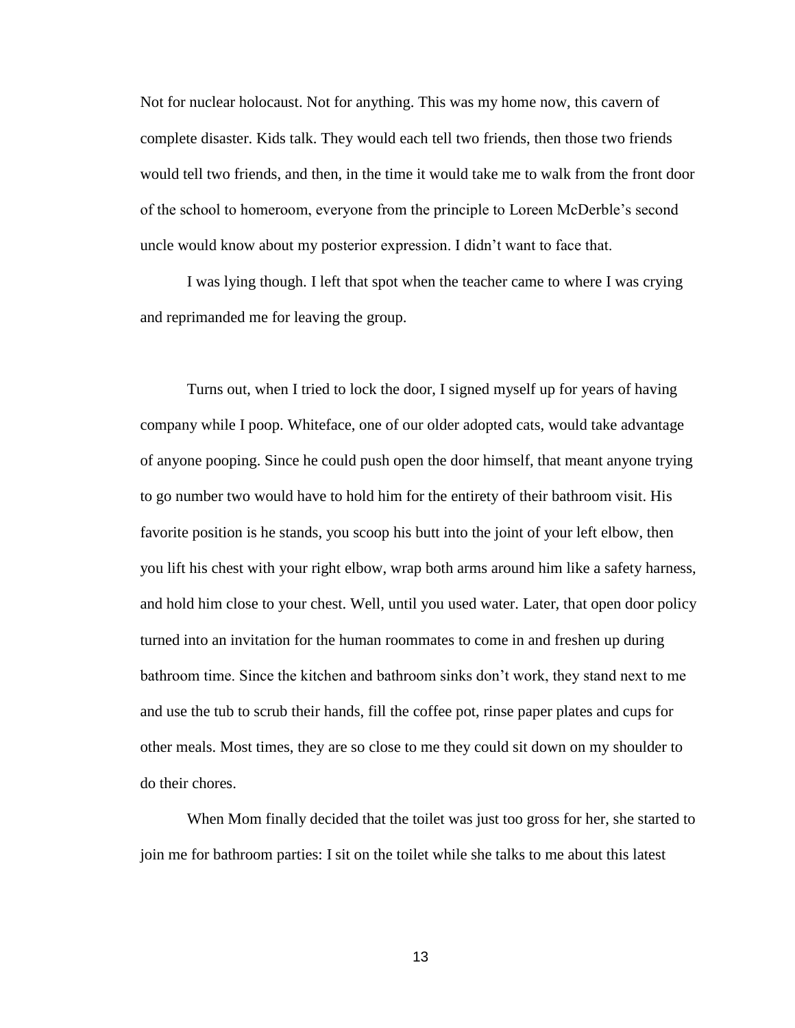Not for nuclear holocaust. Not for anything. This was my home now, this cavern of complete disaster. Kids talk. They would each tell two friends, then those two friends would tell two friends, and then, in the time it would take me to walk from the front door of the school to homeroom, everyone from the principle to Loreen McDerble's second uncle would know about my posterior expression. I didn't want to face that.

I was lying though. I left that spot when the teacher came to where I was crying and reprimanded me for leaving the group.

Turns out, when I tried to lock the door, I signed myself up for years of having company while I poop. Whiteface, one of our older adopted cats, would take advantage of anyone pooping. Since he could push open the door himself, that meant anyone trying to go number two would have to hold him for the entirety of their bathroom visit. His favorite position is he stands, you scoop his butt into the joint of your left elbow, then you lift his chest with your right elbow, wrap both arms around him like a safety harness, and hold him close to your chest. Well, until you used water. Later, that open door policy turned into an invitation for the human roommates to come in and freshen up during bathroom time. Since the kitchen and bathroom sinks don't work, they stand next to me and use the tub to scrub their hands, fill the coffee pot, rinse paper plates and cups for other meals. Most times, they are so close to me they could sit down on my shoulder to do their chores.

When Mom finally decided that the toilet was just too gross for her, she started to join me for bathroom parties: I sit on the toilet while she talks to me about this latest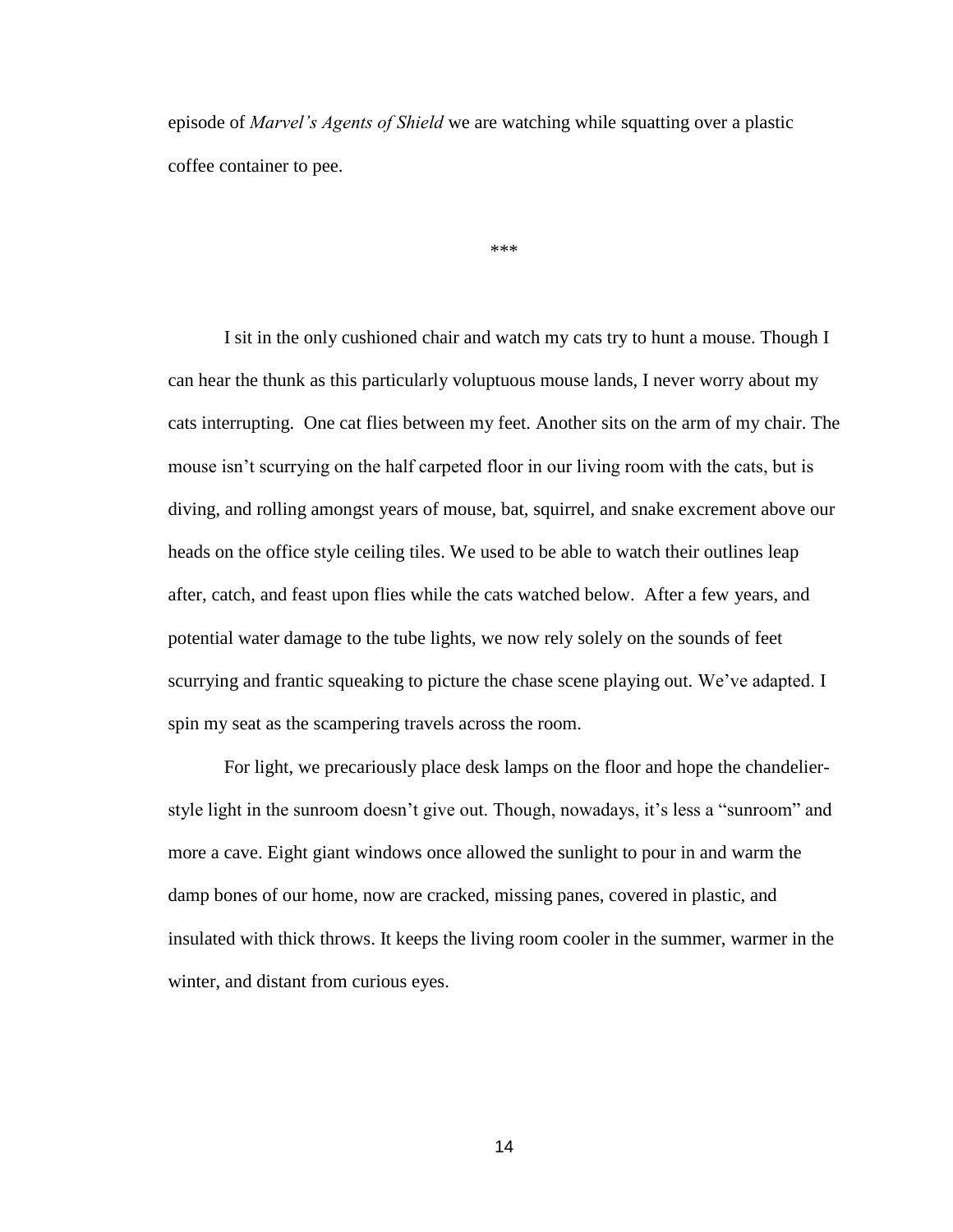episode of *Marvel's Agents of Shield* we are watching while squatting over a plastic coffee container to pee.

***

I sit in the only cushioned chair and watch my cats try to hunt a mouse. Though I can hear the thunk as this particularly voluptuous mouse lands, I never worry about my cats interrupting. One cat flies between my feet. Another sits on the arm of my chair. The mouse isn't scurrying on the half carpeted floor in our living room with the cats, but is diving, and rolling amongst years of mouse, bat, squirrel, and snake excrement above our heads on the office style ceiling tiles. We used to be able to watch their outlines leap after, catch, and feast upon flies while the cats watched below. After a few years, and potential water damage to the tube lights, we now rely solely on the sounds of feet scurrying and frantic squeaking to picture the chase scene playing out. We've adapted. I spin my seat as the scampering travels across the room.

For light, we precariously place desk lamps on the floor and hope the chandelier-style light in the sunroom doesn't give out. Though, nowadays, it's less a "sunroom" and more a cave. Eight giant windows once allowed the sunlight to pour in and warm the damp bones of our home, now are cracked, missing panes, covered in plastic, and insulated with thick throws. It keeps the living room cooler in the summer, warmer in the winter, and distant from curious eyes.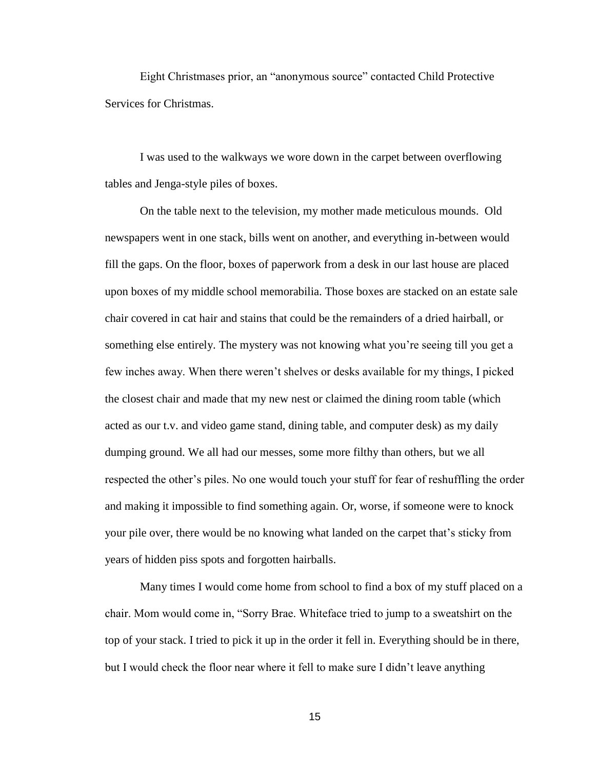Eight Christmases prior, an "anonymous source" contacted Child Protective Services for Christmas.

I was used to the walkways we wore down in the carpet between overflowing tables and Jenga-style piles of boxes.

On the table next to the television, my mother made meticulous mounds. Old newspapers went in one stack, bills went on another, and everything in-between would fill the gaps. On the floor, boxes of paperwork from a desk in our last house are placed upon boxes of my middle school memorabilia. Those boxes are stacked on an estate sale chair covered in cat hair and stains that could be the remainders of a dried hairball, or something else entirely. The mystery was not knowing what you're seeing till you get a few inches away. When there weren't shelves or desks available for my things, I picked the closest chair and made that my new nest or claimed the dining room table (which acted as our t.v. and video game stand, dining table, and computer desk) as my daily dumping ground. We all had our messes, some more filthy than others, but we all respected the other's piles. No one would touch your stuff for fear of reshuffling the order and making it impossible to find something again. Or, worse, if someone were to knock your pile over, there would be no knowing what landed on the carpet that's sticky from years of hidden piss spots and forgotten hairballs.

Many times I would come home from school to find a box of my stuff placed on a chair. Mom would come in, "Sorry Brae. Whiteface tried to jump to a sweatshirt on the top of your stack. I tried to pick it up in the order it fell in. Everything should be in there, but I would check the floor near where it fell to make sure I didn't leave anything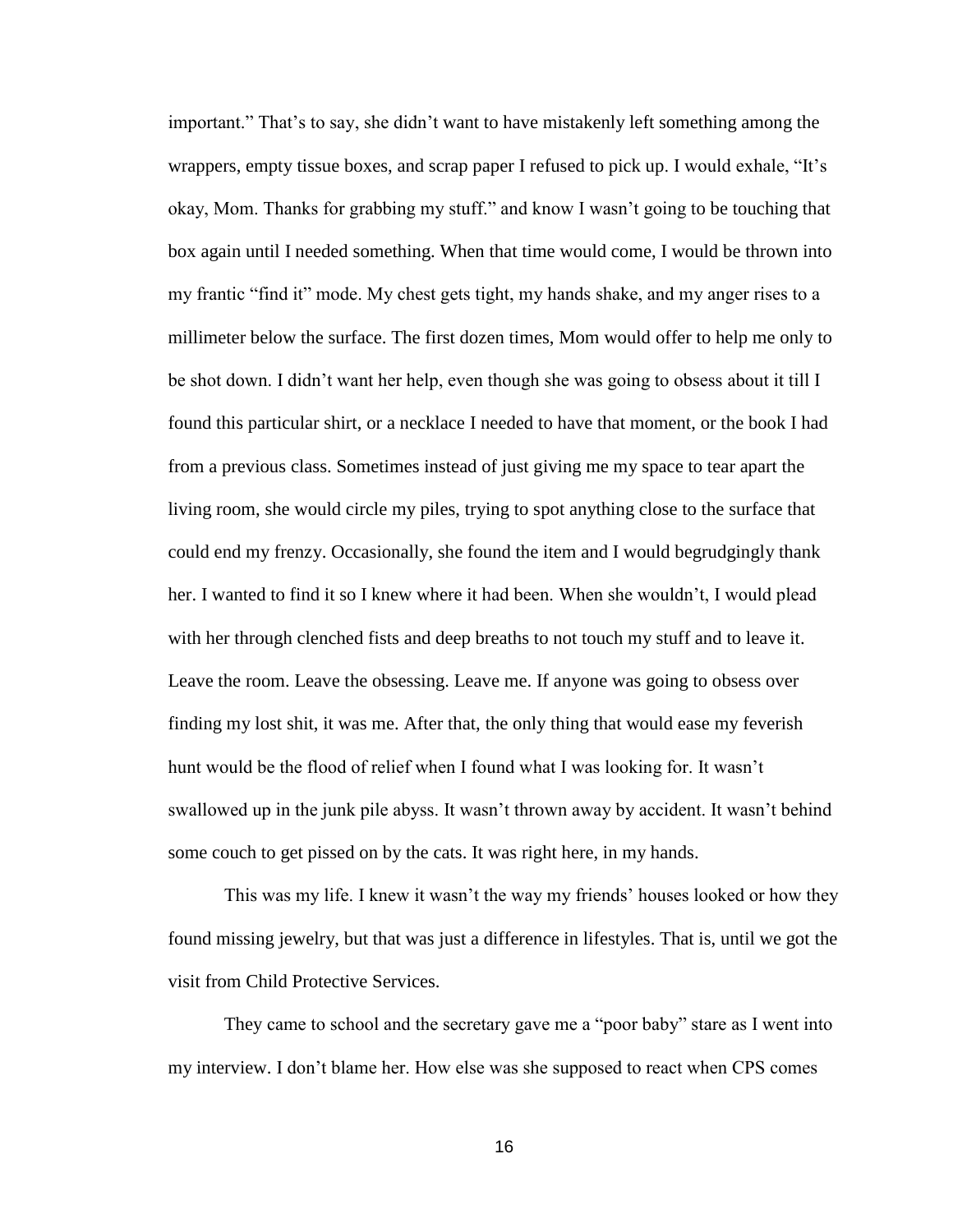important." That's to say, she didn't want to have mistakenly left something among the wrappers, empty tissue boxes, and scrap paper I refused to pick up. I would exhale, "It's okay, Mom. Thanks for grabbing my stuff." and know I wasn't going to be touching that box again until I needed something. When that time would come, I would be thrown into my frantic "find it" mode. My chest gets tight, my hands shake, and my anger rises to a millimeter below the surface. The first dozen times, Mom would offer to help me only to be shot down. I didn't want her help, even though she was going to obsess about it till I found this particular shirt, or a necklace I needed to have that moment, or the book I had from a previous class. Sometimes instead of just giving me my space to tear apart the living room, she would circle my piles, trying to spot anything close to the surface that could end my frenzy. Occasionally, she found the item and I would begrudgingly thank her. I wanted to find it so I knew where it had been. When she wouldn't, I would plead with her through clenched fists and deep breaths to not touch my stuff and to leave it. Leave the room. Leave the obsessing. Leave me. If anyone was going to obsess over finding my lost shit, it was me. After that, the only thing that would ease my feverish hunt would be the flood of relief when I found what I was looking for. It wasn't swallowed up in the junk pile abyss. It wasn't thrown away by accident. It wasn't behind some couch to get pissed on by the cats. It was right here, in my hands.

This was my life. I knew it wasn't the way my friends' houses looked or how they found missing jewelry, but that was just a difference in lifestyles. That is, until we got the visit from Child Protective Services.

They came to school and the secretary gave me a "poor baby" stare as I went into my interview. I don't blame her. How else was she supposed to react when CPS comes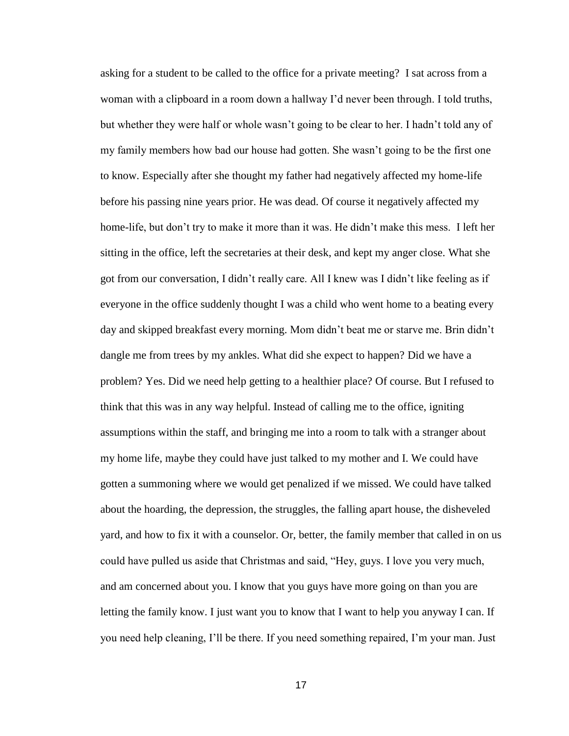asking for a student to be called to the office for a private meeting? I sat across from a woman with a clipboard in a room down a hallway I'd never been through. I told truths, but whether they were half or whole wasn't going to be clear to her. I hadn't told any of my family members how bad our house had gotten. She wasn't going to be the first one to know. Especially after she thought my father had negatively affected my home-life before his passing nine years prior. He was dead. Of course it negatively affected my home-life, but don't try to make it more than it was. He didn't make this mess. I left her sitting in the office, left the secretaries at their desk, and kept my anger close. What she got from our conversation, I didn't really care. All I knew was I didn't like feeling as if everyone in the office suddenly thought I was a child who went home to a beating every day and skipped breakfast every morning. Mom didn't beat me or starve me. Brin didn't dangle me from trees by my ankles. What did she expect to happen? Did we have a problem? Yes. Did we need help getting to a healthier place? Of course. But I refused to think that this was in any way helpful. Instead of calling me to the office, igniting assumptions within the staff, and bringing me into a room to talk with a stranger about my home life, maybe they could have just talked to my mother and I. We could have gotten a summoning where we would get penalized if we missed. We could have talked about the hoarding, the depression, the struggles, the falling apart house, the disheveled yard, and how to fix it with a counselor. Or, better, the family member that called in on us could have pulled us aside that Christmas and said, "Hey, guys. I love you very much, and am concerned about you. I know that you guys have more going on than you are letting the family know. I just want you to know that I want to help you anyway I can. If you need help cleaning, I'll be there. If you need something repaired, I'm your man. Just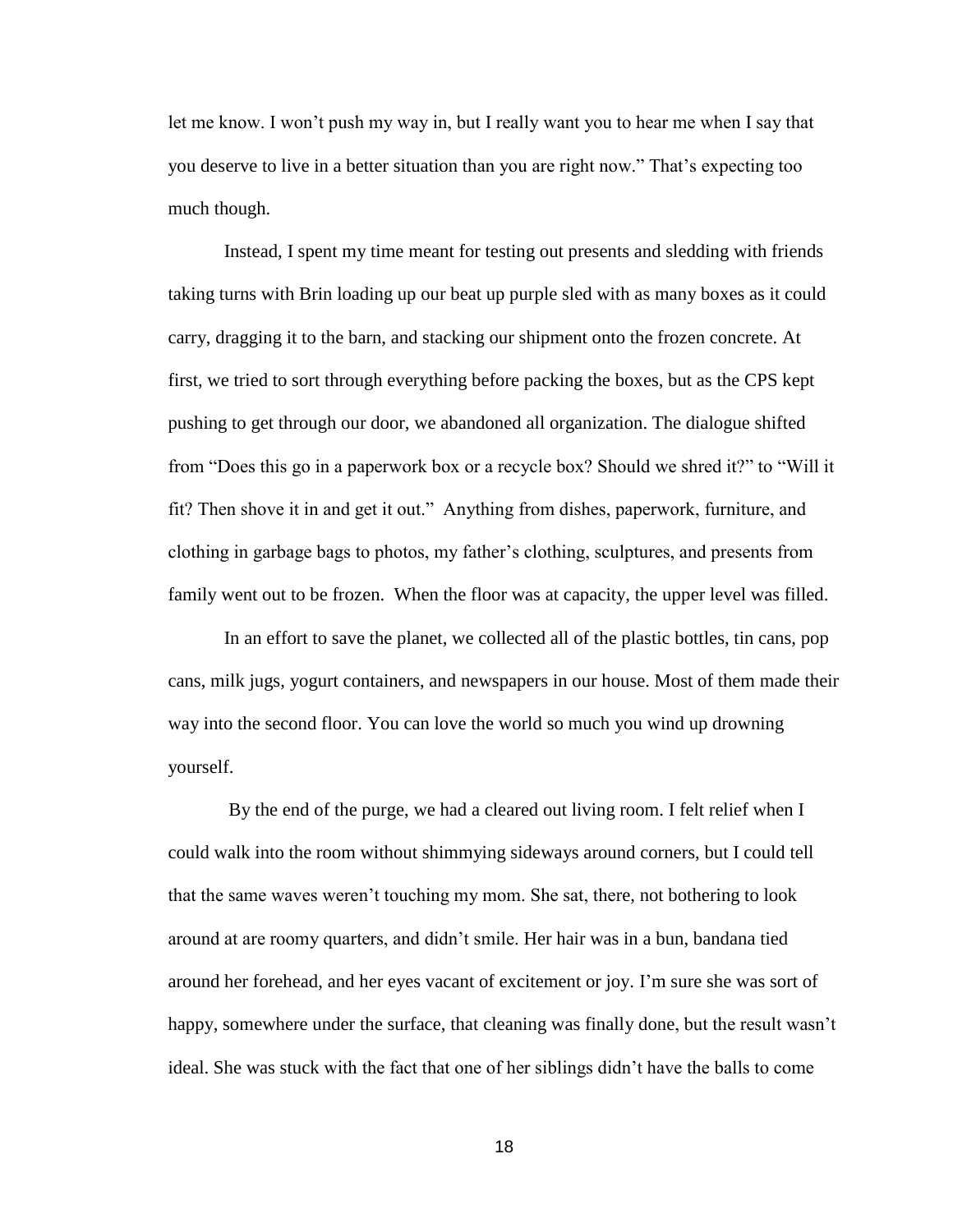let me know. I won't push my way in, but I really want you to hear me when I say that you deserve to live in a better situation than you are right now." That's expecting too much though.

Instead, I spent my time meant for testing out presents and sledding with friends taking turns with Brin loading up our beat up purple sled with as many boxes as it could carry, dragging it to the barn, and stacking our shipment onto the frozen concrete. At first, we tried to sort through everything before packing the boxes, but as the CPS kept pushing to get through our door, we abandoned all organization. The dialogue shifted from "Does this go in a paperwork box or a recycle box? Should we shred it?" to "Will it fit? Then shove it in and get it out." Anything from dishes, paperwork, furniture, and clothing in garbage bags to photos, my father's clothing, sculptures, and presents from family went out to be frozen. When the floor was at capacity, the upper level was filled.

In an effort to save the planet, we collected all of the plastic bottles, tin cans, pop cans, milk jugs, yogurt containers, and newspapers in our house. Most of them made their way into the second floor. You can love the world so much you wind up drowning yourself.

By the end of the purge, we had a cleared out living room. I felt relief when I could walk into the room without shimmying sideways around corners, but I could tell that the same waves weren't touching my mom. She sat, there, not bothering to look around at are roomy quarters, and didn't smile. Her hair was in a bun, bandana tied around her forehead, and her eyes vacant of excitement or joy. I'm sure she was sort of happy, somewhere under the surface, that cleaning was finally done, but the result wasn't ideal. She was stuck with the fact that one of her siblings didn't have the balls to come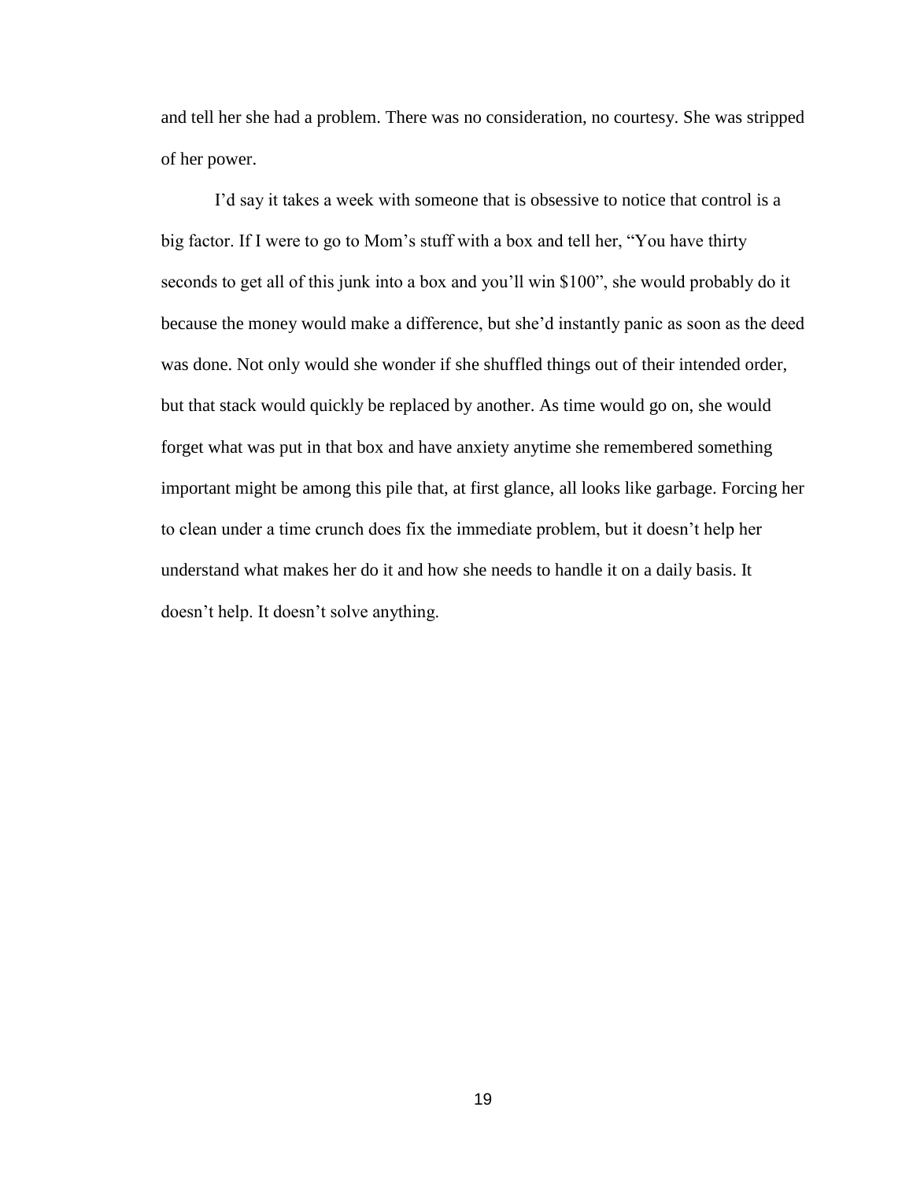and tell her she had a problem. There was no consideration, no courtesy. She was stripped of her power.

I'd say it takes a week with someone that is obsessive to notice that control is a big factor. If I were to go to Mom's stuff with a box and tell her, "You have thirty seconds to get all of this junk into a box and you'll win $100", she would probably do it because the money would make a difference, but she'd instantly panic as soon as the deed was done. Not only would she wonder if she shuffled things out of their intended order, but that stack would quickly be replaced by another. As time would go on, she would forget what was put in that box and have anxiety anytime she remembered something important might be among this pile that, at first glance, all looks like garbage. Forcing her to clean under a time crunch does fix the immediate problem, but it doesn't help her understand what makes her do it and how she needs to handle it on a daily basis. It doesn't help. It doesn't solve anything.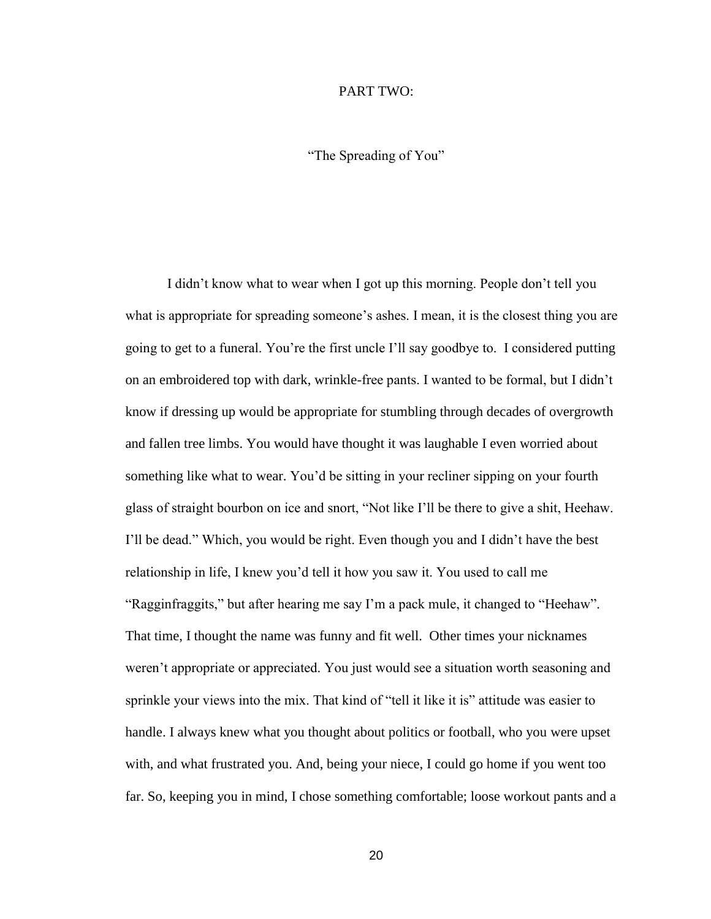# PART TWO:

## "The Spreading of You"

I didn't know what to wear when I got up this morning. People don't tell you what is appropriate for spreading someone's ashes. I mean, it is the closest thing you are going to get to a funeral. You're the first uncle I'll say goodbye to. I considered putting on an embroidered top with dark, wrinkle-free pants. I wanted to be formal, but I didn't know if dressing up would be appropriate for stumbling through decades of overgrowth and fallen tree limbs. You would have thought it was laughable I even worried about something like what to wear. You'd be sitting in your recliner sipping on your fourth glass of straight bourbon on ice and snort, "Not like I'll be there to give a shit, Heehaw. I'll be dead." Which, you would be right. Even though you and I didn't have the best relationship in life, I knew you'd tell it how you saw it. You used to call me "Ragginfraggits," but after hearing me say I'm a pack mule, it changed to "Heehaw". That time, I thought the name was funny and fit well. Other times your nicknames weren't appropriate or appreciated. You just would see a situation worth seasoning and sprinkle your views into the mix. That kind of "tell it like it is" attitude was easier to handle. I always knew what you thought about politics or football, who you were upset with, and what frustrated you. And, being your niece, I could go home if you went too far. So, keeping you in mind, I chose something comfortable; loose workout pants and a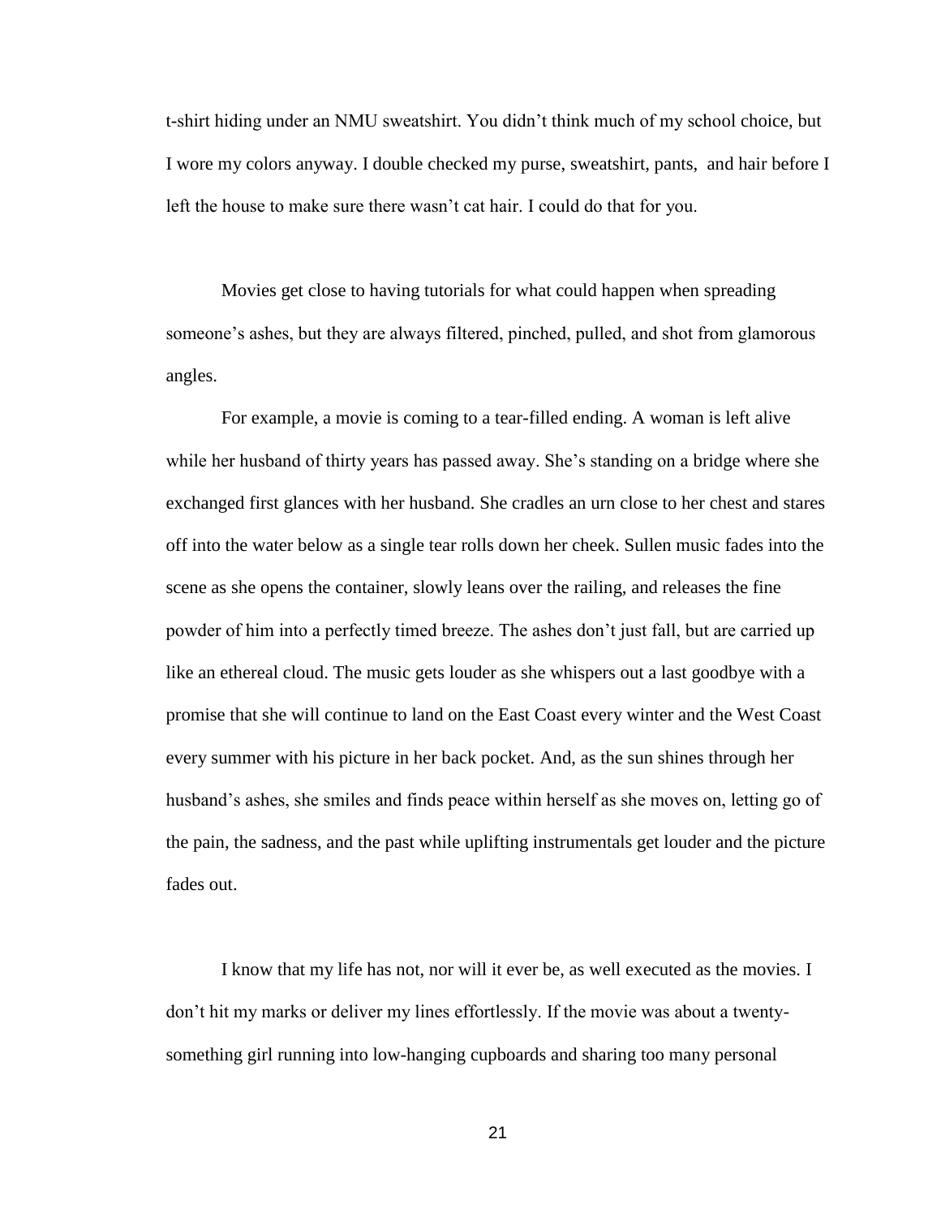t-shirt hiding under an NMU sweatshirt. You didn't think much of my school choice, but I wore my colors anyway. I double checked my purse, sweatshirt, pants, and hair before I left the house to make sure there wasn't cat hair. I could do that for you.

Movies get close to having tutorials for what could happen when spreading someone's ashes, but they are always filtered, pinched, pulled, and shot from glamorous angles.

For example, a movie is coming to a tear-filled ending. A woman is left alive while her husband of thirty years has passed away. She's standing on a bridge where she exchanged first glances with her husband. She cradles an urn close to her chest and stares off into the water below as a single tear rolls down her cheek. Sullen music fades into the scene as she opens the container, slowly leans over the railing, and releases the fine powder of him into a perfectly timed breeze. The ashes don't just fall, but are carried up like an ethereal cloud. The music gets louder as she whispers out a last goodbye with a promise that she will continue to land on the East Coast every winter and the West Coast every summer with his picture in her back pocket. And, as the sun shines through her husband's ashes, she smiles and finds peace within herself as she moves on, letting go of the pain, the sadness, and the past while uplifting instrumentals get louder and the picture fades out.

I know that my life has not, nor will it ever be, as well executed as the movies. I don't hit my marks or deliver my lines effortlessly. If the movie was about a twenty-something girl running into low-hanging cupboards and sharing too many personal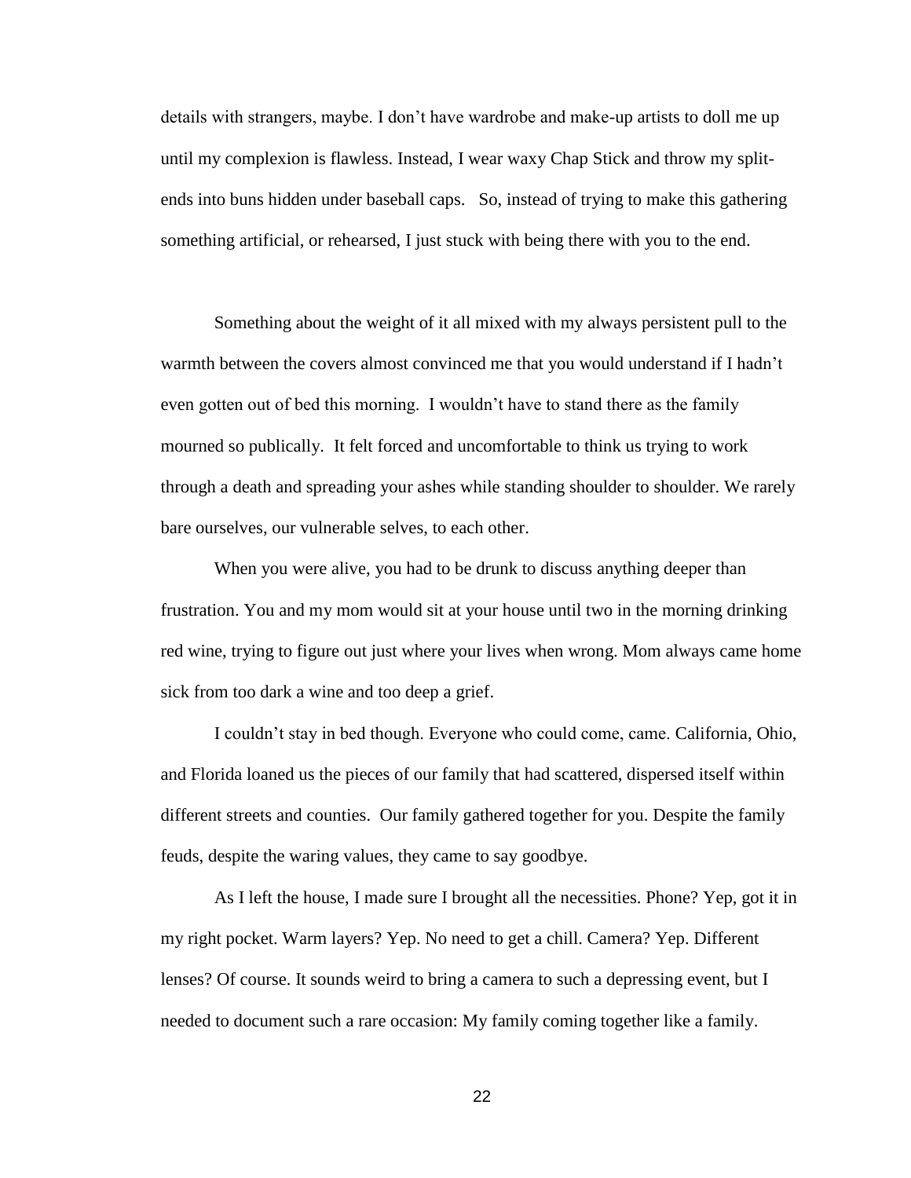details with strangers, maybe. I don't have wardrobe and make-up artists to doll me up until my complexion is flawless. Instead, I wear waxy Chap Stick and throw my split-ends into buns hidden under baseball caps. So, instead of trying to make this gathering something artificial, or rehearsed, I just stuck with being there with you to the end.

Something about the weight of it all mixed with my always persistent pull to the warmth between the covers almost convinced me that you would understand if I hadn't even gotten out of bed this morning. I wouldn't have to stand there as the family mourned so publically. It felt forced and uncomfortable to think us trying to work through a death and spreading your ashes while standing shoulder to shoulder. We rarely bare ourselves, our vulnerable selves, to each other.

When you were alive, you had to be drunk to discuss anything deeper than frustration. You and my mom would sit at your house until two in the morning drinking red wine, trying to figure out just where your lives when wrong. Mom always came home sick from too dark a wine and too deep a grief.

I couldn't stay in bed though. Everyone who could come, came. California, Ohio, and Florida loaned us the pieces of our family that had scattered, dispersed itself within different streets and counties. Our family gathered together for you. Despite the family feuds, despite the waring values, they came to say goodbye.

As I left the house, I made sure I brought all the necessities. Phone? Yep, got it in my right pocket. Warm layers? Yep. No need to get a chill. Camera? Yep. Different lenses? Of course. It sounds weird to bring a camera to such a depressing event, but I needed to document such a rare occasion: My family coming together like a family.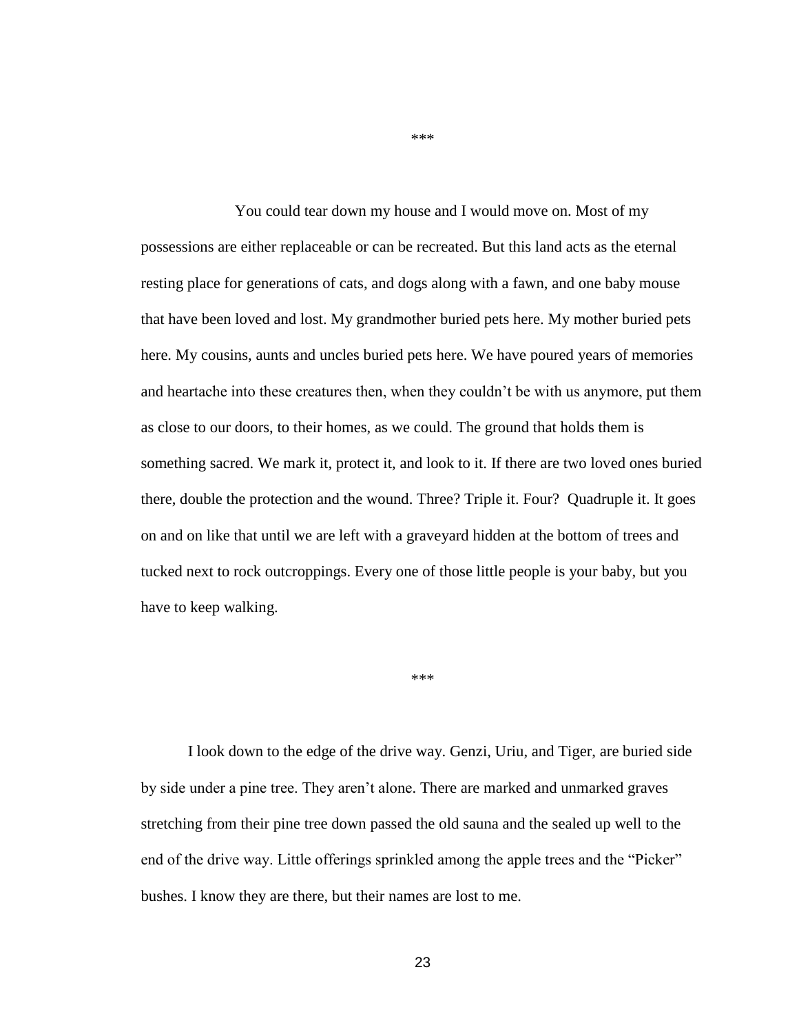***

You could tear down my house and I would move on. Most of my possessions are either replaceable or can be recreated. But this land acts as the eternal resting place for generations of cats, and dogs along with a fawn, and one baby mouse that have been loved and lost. My grandmother buried pets here. My mother buried pets here. My cousins, aunts and uncles buried pets here. We have poured years of memories and heartache into these creatures then, when they couldn't be with us anymore, put them as close to our doors, to their homes, as we could. The ground that holds them is something sacred. We mark it, protect it, and look to it. If there are two loved ones buried there, double the protection and the wound. Three? Triple it. Four? Quadruple it. It goes on and on like that until we are left with a graveyard hidden at the bottom of trees and tucked next to rock outcroppings. Every one of those little people is your baby, but you have to keep walking.

***

I look down to the edge of the drive way. Genzi, Uriu, and Tiger, are buried side by side under a pine tree. They aren't alone. There are marked and unmarked graves stretching from their pine tree down passed the old sauna and the sealed up well to the end of the drive way. Little offerings sprinkled among the apple trees and the "Picker" bushes. I know they are there, but their names are lost to me.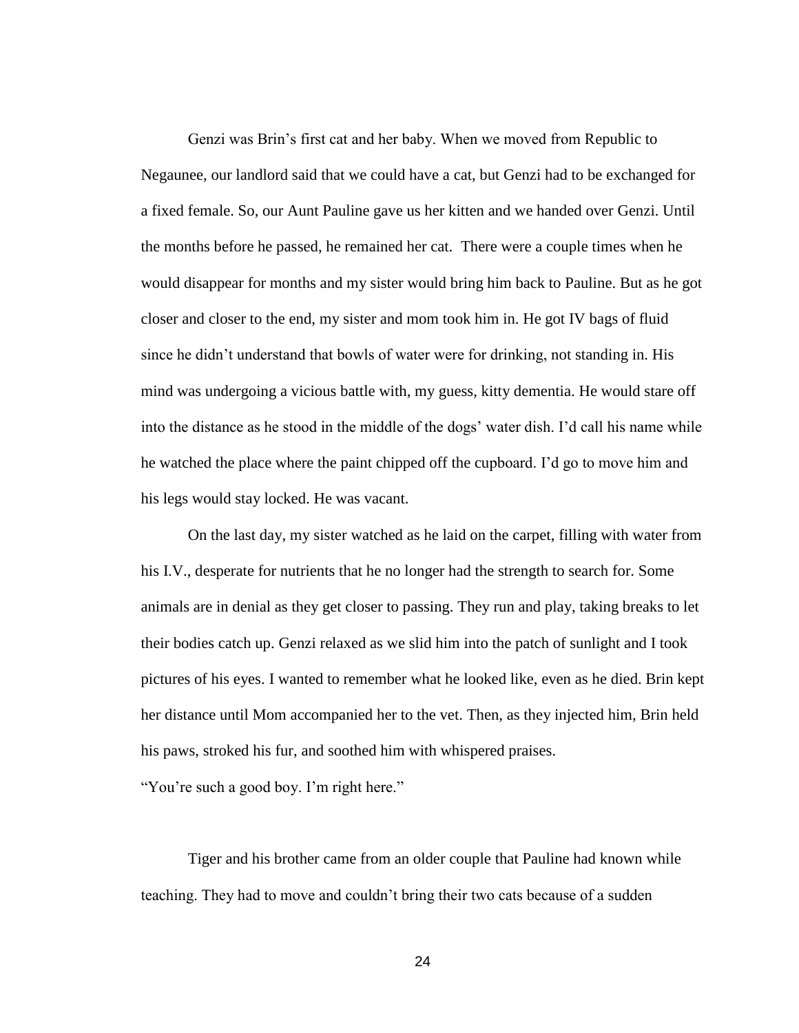Genzi was Brin's first cat and her baby. When we moved from Republic to Negaunee, our landlord said that we could have a cat, but Genzi had to be exchanged for a fixed female. So, our Aunt Pauline gave us her kitten and we handed over Genzi. Until the months before he passed, he remained her cat. There were a couple times when he would disappear for months and my sister would bring him back to Pauline. But as he got closer and closer to the end, my sister and mom took him in. He got IV bags of fluid since he didn't understand that bowls of water were for drinking, not standing in. His mind was undergoing a vicious battle with, my guess, kitty dementia. He would stare off into the distance as he stood in the middle of the dogs' water dish. I'd call his name while he watched the place where the paint chipped off the cupboard. I'd go to move him and his legs would stay locked. He was vacant.

On the last day, my sister watched as he laid on the carpet, filling with water from his I.V., desperate for nutrients that he no longer had the strength to search for. Some animals are in denial as they get closer to passing. They run and play, taking breaks to let their bodies catch up. Genzi relaxed as we slid him into the patch of sunlight and I took pictures of his eyes. I wanted to remember what he looked like, even as he died. Brin kept her distance until Mom accompanied her to the vet. Then, as they injected him, Brin held his paws, stroked his fur, and soothed him with whispered praises.

"You're such a good boy. I'm right here."

Tiger and his brother came from an older couple that Pauline had known while teaching. They had to move and couldn't bring their two cats because of a sudden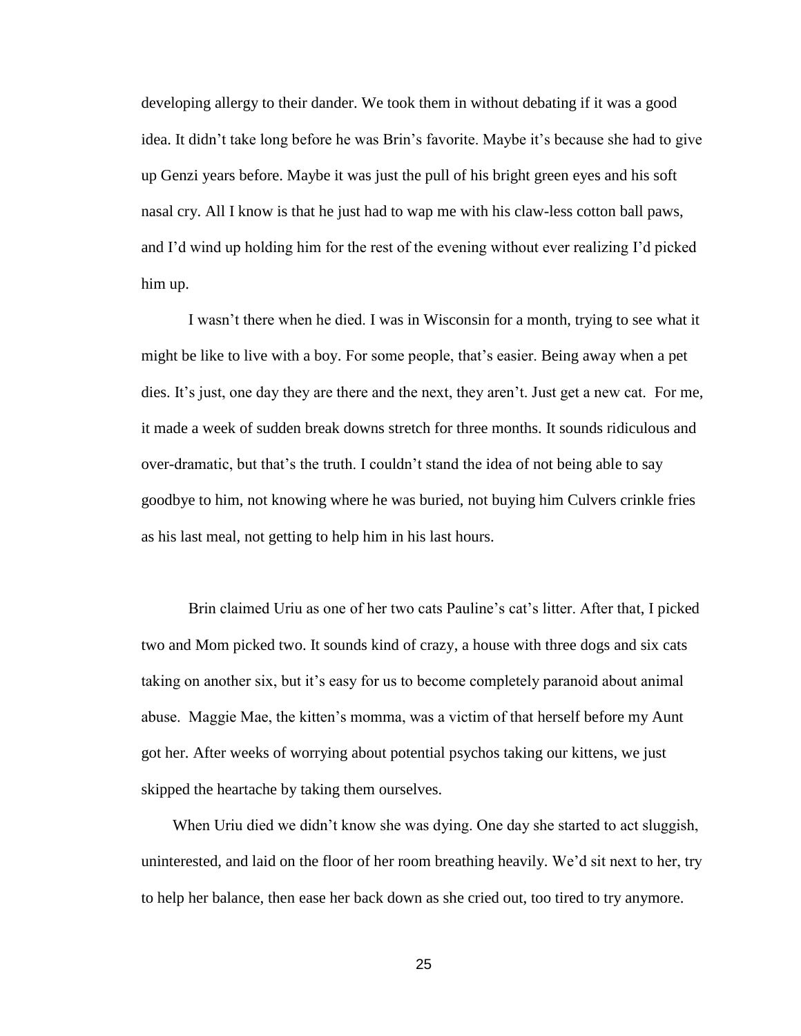developing allergy to their dander. We took them in without debating if it was a good idea. It didn't take long before he was Brin's favorite. Maybe it's because she had to give up Genzi years before. Maybe it was just the pull of his bright green eyes and his soft nasal cry. All I know is that he just had to wap me with his claw-less cotton ball paws, and I'd wind up holding him for the rest of the evening without ever realizing I'd picked him up.

I wasn't there when he died. I was in Wisconsin for a month, trying to see what it might be like to live with a boy. For some people, that's easier. Being away when a pet dies. It's just, one day they are there and the next, they aren't. Just get a new cat. For me, it made a week of sudden break downs stretch for three months. It sounds ridiculous and over-dramatic, but that's the truth. I couldn't stand the idea of not being able to say goodbye to him, not knowing where he was buried, not buying him Culvers crinkle fries as his last meal, not getting to help him in his last hours.

Brin claimed Uriu as one of her two cats Pauline's cat's litter. After that, I picked two and Mom picked two. It sounds kind of crazy, a house with three dogs and six cats taking on another six, but it's easy for us to become completely paranoid about animal abuse. Maggie Mae, the kitten's momma, was a victim of that herself before my Aunt got her. After weeks of worrying about potential psychos taking our kittens, we just skipped the heartache by taking them ourselves.

When Uriu died we didn't know she was dying. One day she started to act sluggish, uninterested, and laid on the floor of her room breathing heavily. We'd sit next to her, try to help her balance, then ease her back down as she cried out, too tired to try anymore.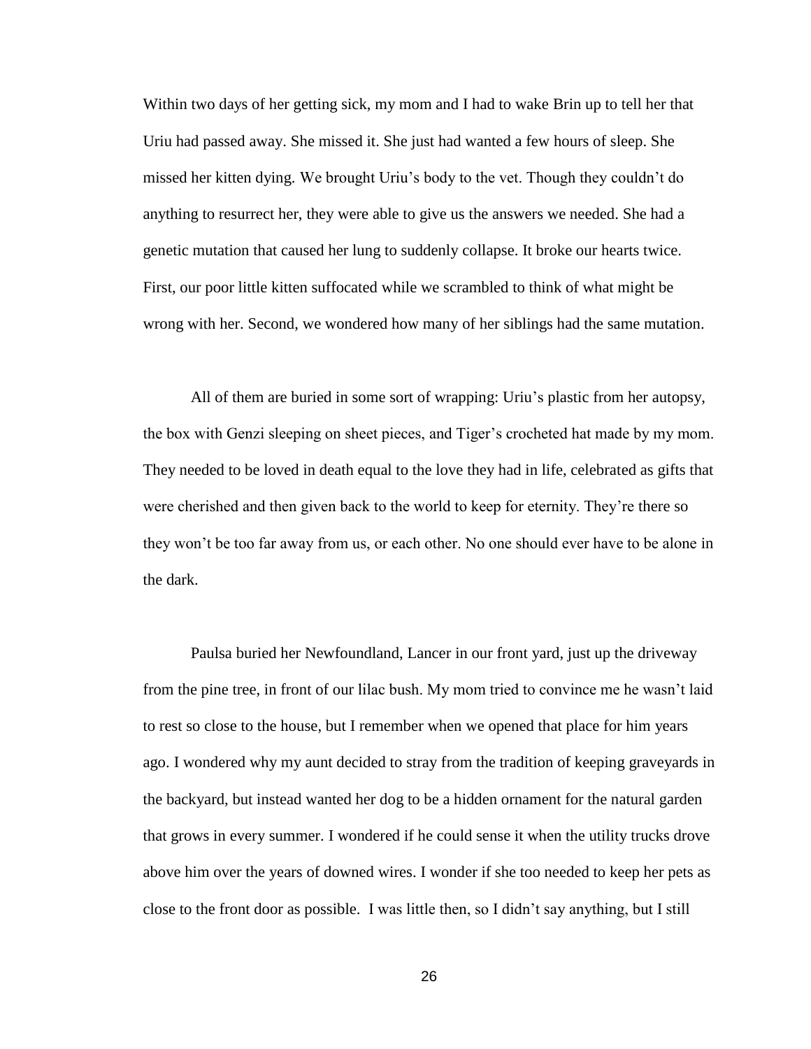Within two days of her getting sick, my mom and I had to wake Brin up to tell her that Uriu had passed away. She missed it. She just had wanted a few hours of sleep. She missed her kitten dying. We brought Uriu's body to the vet. Though they couldn't do anything to resurrect her, they were able to give us the answers we needed. She had a genetic mutation that caused her lung to suddenly collapse. It broke our hearts twice. First, our poor little kitten suffocated while we scrambled to think of what might be wrong with her. Second, we wondered how many of her siblings had the same mutation.

All of them are buried in some sort of wrapping: Uriu's plastic from her autopsy, the box with Genzi sleeping on sheet pieces, and Tiger's crocheted hat made by my mom. They needed to be loved in death equal to the love they had in life, celebrated as gifts that were cherished and then given back to the world to keep for eternity. They're there so they won't be too far away from us, or each other. No one should ever have to be alone in the dark.

Paulsa buried her Newfoundland, Lancer in our front yard, just up the driveway from the pine tree, in front of our lilac bush. My mom tried to convince me he wasn't laid to rest so close to the house, but I remember when we opened that place for him years ago. I wondered why my aunt decided to stray from the tradition of keeping graveyards in the backyard, but instead wanted her dog to be a hidden ornament for the natural garden that grows in every summer. I wondered if he could sense it when the utility trucks drove above him over the years of downed wires. I wonder if she too needed to keep her pets as close to the front door as possible. I was little then, so I didn't say anything, but I still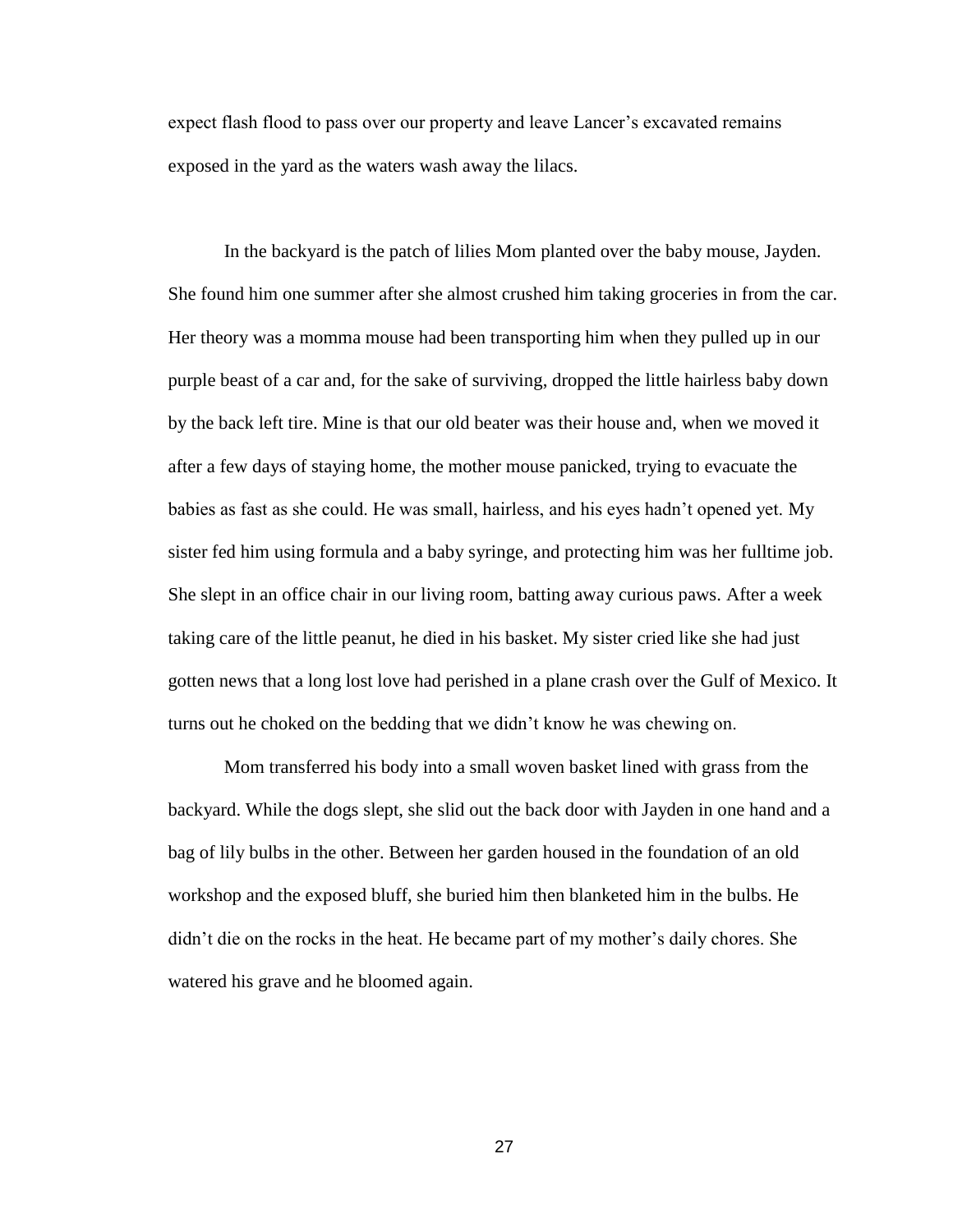expect flash flood to pass over our property and leave Lancer's excavated remains exposed in the yard as the waters wash away the lilacs.

In the backyard is the patch of lilies Mom planted over the baby mouse, Jayden. She found him one summer after she almost crushed him taking groceries in from the car. Her theory was a momma mouse had been transporting him when they pulled up in our purple beast of a car and, for the sake of surviving, dropped the little hairless baby down by the back left tire. Mine is that our old beater was their house and, when we moved it after a few days of staying home, the mother mouse panicked, trying to evacuate the babies as fast as she could. He was small, hairless, and his eyes hadn't opened yet. My sister fed him using formula and a baby syringe, and protecting him was her fulltime job. She slept in an office chair in our living room, batting away curious paws. After a week taking care of the little peanut, he died in his basket. My sister cried like she had just gotten news that a long lost love had perished in a plane crash over the Gulf of Mexico. It turns out he choked on the bedding that we didn't know he was chewing on.

Mom transferred his body into a small woven basket lined with grass from the backyard. While the dogs slept, she slid out the back door with Jayden in one hand and a bag of lily bulbs in the other. Between her garden housed in the foundation of an old workshop and the exposed bluff, she buried him then blanketed him in the bulbs. He didn't die on the rocks in the heat. He became part of my mother's daily chores. She watered his grave and he bloomed again.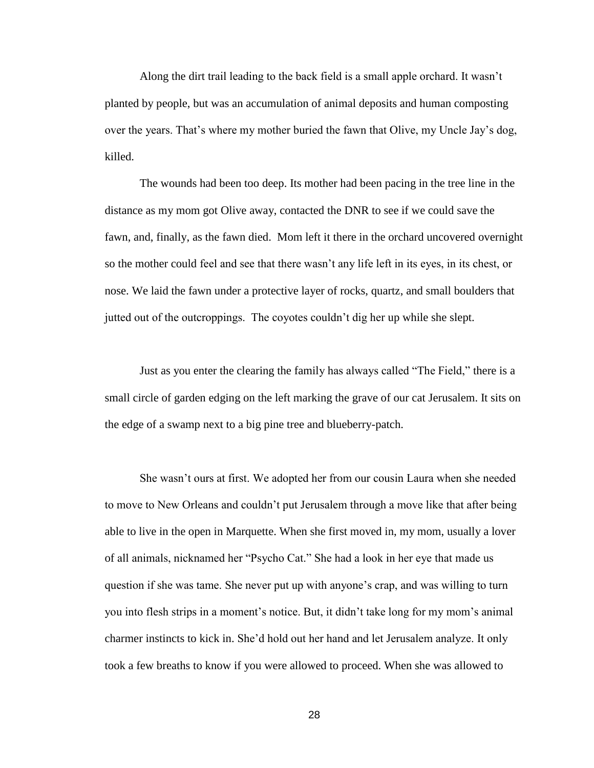Along the dirt trail leading to the back field is a small apple orchard. It wasn't planted by people, but was an accumulation of animal deposits and human composting over the years. That's where my mother buried the fawn that Olive, my Uncle Jay's dog, killed.

The wounds had been too deep. Its mother had been pacing in the tree line in the distance as my mom got Olive away, contacted the DNR to see if we could save the fawn, and, finally, as the fawn died. Mom left it there in the orchard uncovered overnight so the mother could feel and see that there wasn't any life left in its eyes, in its chest, or nose. We laid the fawn under a protective layer of rocks, quartz, and small boulders that jutted out of the outcroppings. The coyotes couldn't dig her up while she slept.

Just as you enter the clearing the family has always called "The Field," there is a small circle of garden edging on the left marking the grave of our cat Jerusalem. It sits on the edge of a swamp next to a big pine tree and blueberry-patch.

She wasn't ours at first. We adopted her from our cousin Laura when she needed to move to New Orleans and couldn't put Jerusalem through a move like that after being able to live in the open in Marquette. When she first moved in, my mom, usually a lover of all animals, nicknamed her "Psycho Cat." She had a look in her eye that made us question if she was tame. She never put up with anyone's crap, and was willing to turn you into flesh strips in a moment's notice. But, it didn't take long for my mom's animal charmer instincts to kick in. She'd hold out her hand and let Jerusalem analyze. It only took a few breaths to know if you were allowed to proceed. When she was allowed to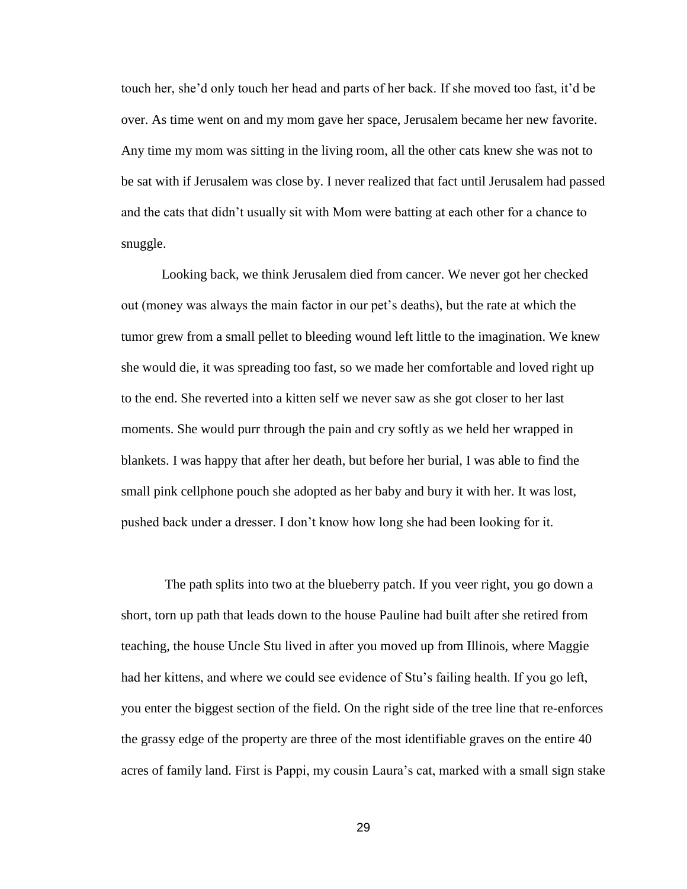touch her, she'd only touch her head and parts of her back. If she moved too fast, it'd be over. As time went on and my mom gave her space, Jerusalem became her new favorite. Any time my mom was sitting in the living room, all the other cats knew she was not to be sat with if Jerusalem was close by. I never realized that fact until Jerusalem had passed and the cats that didn't usually sit with Mom were batting at each other for a chance to snuggle.

Looking back, we think Jerusalem died from cancer. We never got her checked out (money was always the main factor in our pet's deaths), but the rate at which the tumor grew from a small pellet to bleeding wound left little to the imagination. We knew she would die, it was spreading too fast, so we made her comfortable and loved right up to the end. She reverted into a kitten self we never saw as she got closer to her last moments. She would purr through the pain and cry softly as we held her wrapped in blankets. I was happy that after her death, but before her burial, I was able to find the small pink cellphone pouch she adopted as her baby and bury it with her. It was lost, pushed back under a dresser. I don't know how long she had been looking for it.

The path splits into two at the blueberry patch. If you veer right, you go down a short, torn up path that leads down to the house Pauline had built after she retired from teaching, the house Uncle Stu lived in after you moved up from Illinois, where Maggie had her kittens, and where we could see evidence of Stu's failing health. If you go left, you enter the biggest section of the field. On the right side of the tree line that re-enforces the grassy edge of the property are three of the most identifiable graves on the entire 40 acres of family land. First is Pappi, my cousin Laura's cat, marked with a small sign stake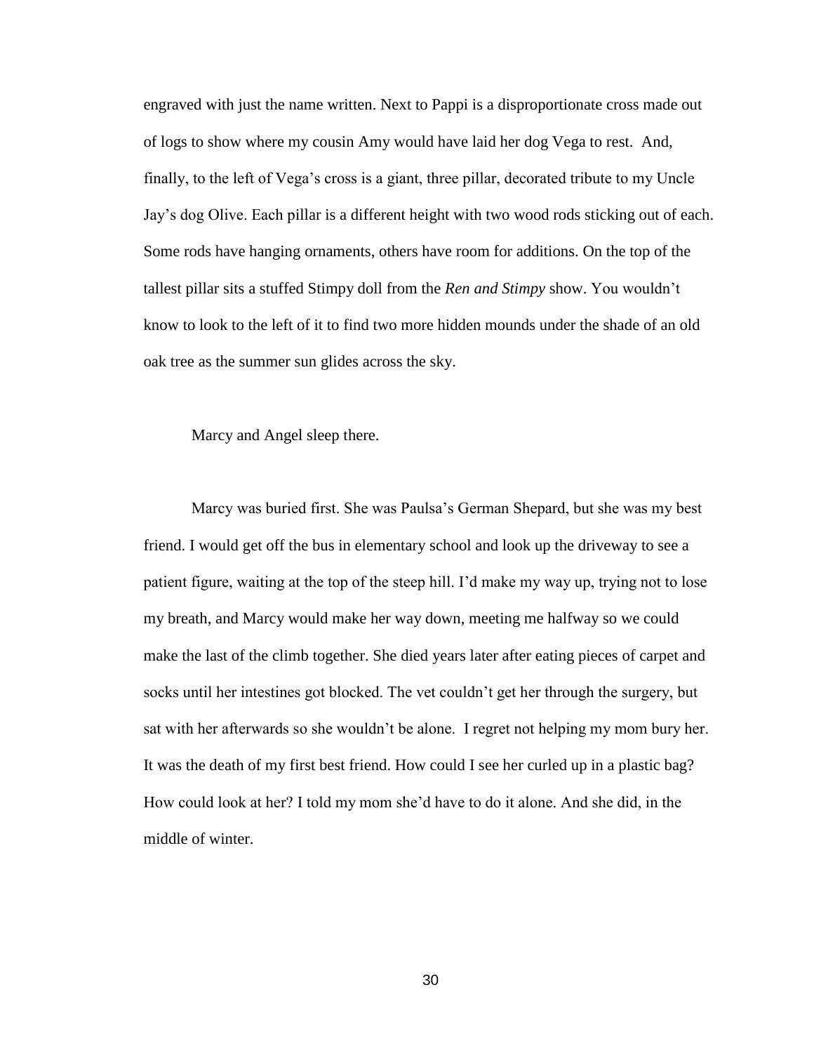engraved with just the name written. Next to Pappi is a disproportionate cross made out of logs to show where my cousin Amy would have laid her dog Vega to rest. And, finally, to the left of Vega's cross is a giant, three pillar, decorated tribute to my Uncle Jay's dog Olive. Each pillar is a different height with two wood rods sticking out of each. Some rods have hanging ornaments, others have room for additions. On the top of the tallest pillar sits a stuffed Stimpy doll from the *Ren and Stimpy* show. You wouldn't know to look to the left of it to find two more hidden mounds under the shade of an old oak tree as the summer sun glides across the sky.

Marcy and Angel sleep there.

Marcy was buried first. She was Paulsa's German Shepard, but she was my best friend. I would get off the bus in elementary school and look up the driveway to see a patient figure, waiting at the top of the steep hill. I'd make my way up, trying not to lose my breath, and Marcy would make her way down, meeting me halfway so we could make the last of the climb together. She died years later after eating pieces of carpet and socks until her intestines got blocked. The vet couldn't get her through the surgery, but sat with her afterwards so she wouldn't be alone. I regret not helping my mom bury her. It was the death of my first best friend. How could I see her curled up in a plastic bag? How could look at her? I told my mom she'd have to do it alone. And she did, in the middle of winter.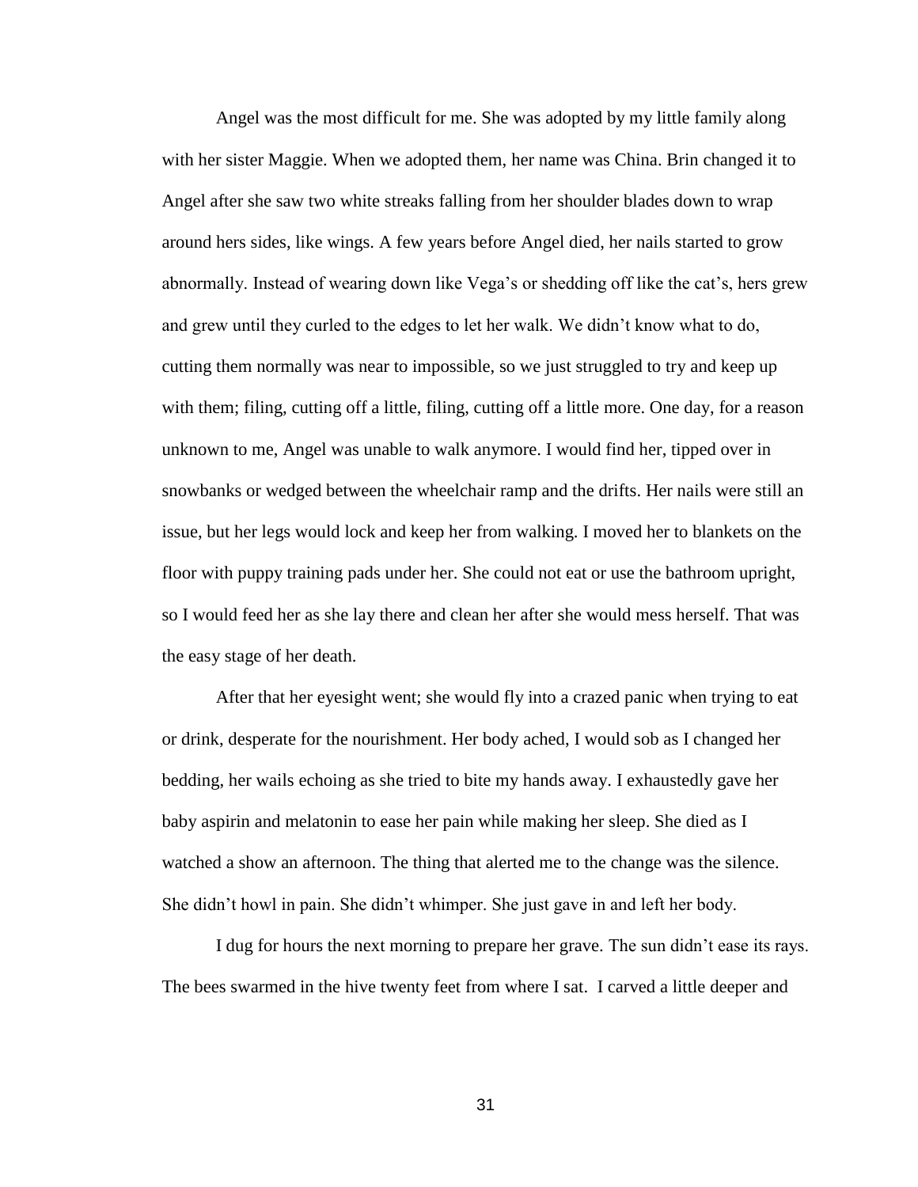Angel was the most difficult for me. She was adopted by my little family along with her sister Maggie. When we adopted them, her name was China. Brin changed it to Angel after she saw two white streaks falling from her shoulder blades down to wrap around hers sides, like wings. A few years before Angel died, her nails started to grow abnormally. Instead of wearing down like Vega's or shedding off like the cat's, hers grew and grew until they curled to the edges to let her walk. We didn't know what to do, cutting them normally was near to impossible, so we just struggled to try and keep up with them; filing, cutting off a little, filing, cutting off a little more. One day, for a reason unknown to me, Angel was unable to walk anymore. I would find her, tipped over in snowbanks or wedged between the wheelchair ramp and the drifts. Her nails were still an issue, but her legs would lock and keep her from walking. I moved her to blankets on the floor with puppy training pads under her. She could not eat or use the bathroom upright, so I would feed her as she lay there and clean her after she would mess herself. That was the easy stage of her death.

After that her eyesight went; she would fly into a crazed panic when trying to eat or drink, desperate for the nourishment. Her body ached, I would sob as I changed her bedding, her wails echoing as she tried to bite my hands away. I exhaustedly gave her baby aspirin and melatonin to ease her pain while making her sleep. She died as I watched a show an afternoon. The thing that alerted me to the change was the silence. She didn't howl in pain. She didn't whimper. She just gave in and left her body.

I dug for hours the next morning to prepare her grave. The sun didn't ease its rays. The bees swarmed in the hive twenty feet from where I sat. I carved a little deeper and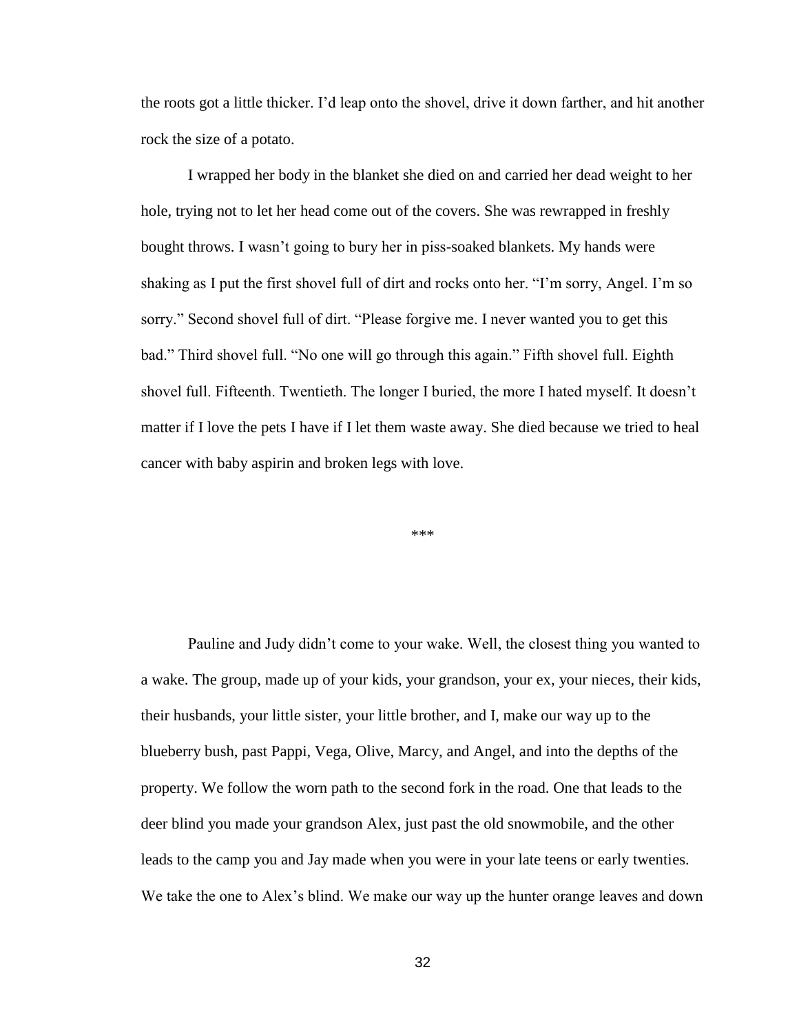the roots got a little thicker. I'd leap onto the shovel, drive it down farther, and hit another rock the size of a potato.

I wrapped her body in the blanket she died on and carried her dead weight to her hole, trying not to let her head come out of the covers. She was rewrapped in freshly bought throws. I wasn't going to bury her in piss-soaked blankets. My hands were shaking as I put the first shovel full of dirt and rocks onto her. "I'm sorry, Angel. I'm so sorry." Second shovel full of dirt. "Please forgive me. I never wanted you to get this bad." Third shovel full. "No one will go through this again." Fifth shovel full. Eighth shovel full. Fifteenth. Twentieth. The longer I buried, the more I hated myself. It doesn't matter if I love the pets I have if I let them waste away. She died because we tried to heal cancer with baby aspirin and broken legs with love.

***

Pauline and Judy didn't come to your wake. Well, the closest thing you wanted to a wake. The group, made up of your kids, your grandson, your ex, your nieces, their kids, their husbands, your little sister, your little brother, and I, make our way up to the blueberry bush, past Pappi, Vega, Olive, Marcy, and Angel, and into the depths of the property. We follow the worn path to the second fork in the road. One that leads to the deer blind you made your grandson Alex, just past the old snowmobile, and the other leads to the camp you and Jay made when you were in your late teens or early twenties. We take the one to Alex's blind. We make our way up the hunter orange leaves and down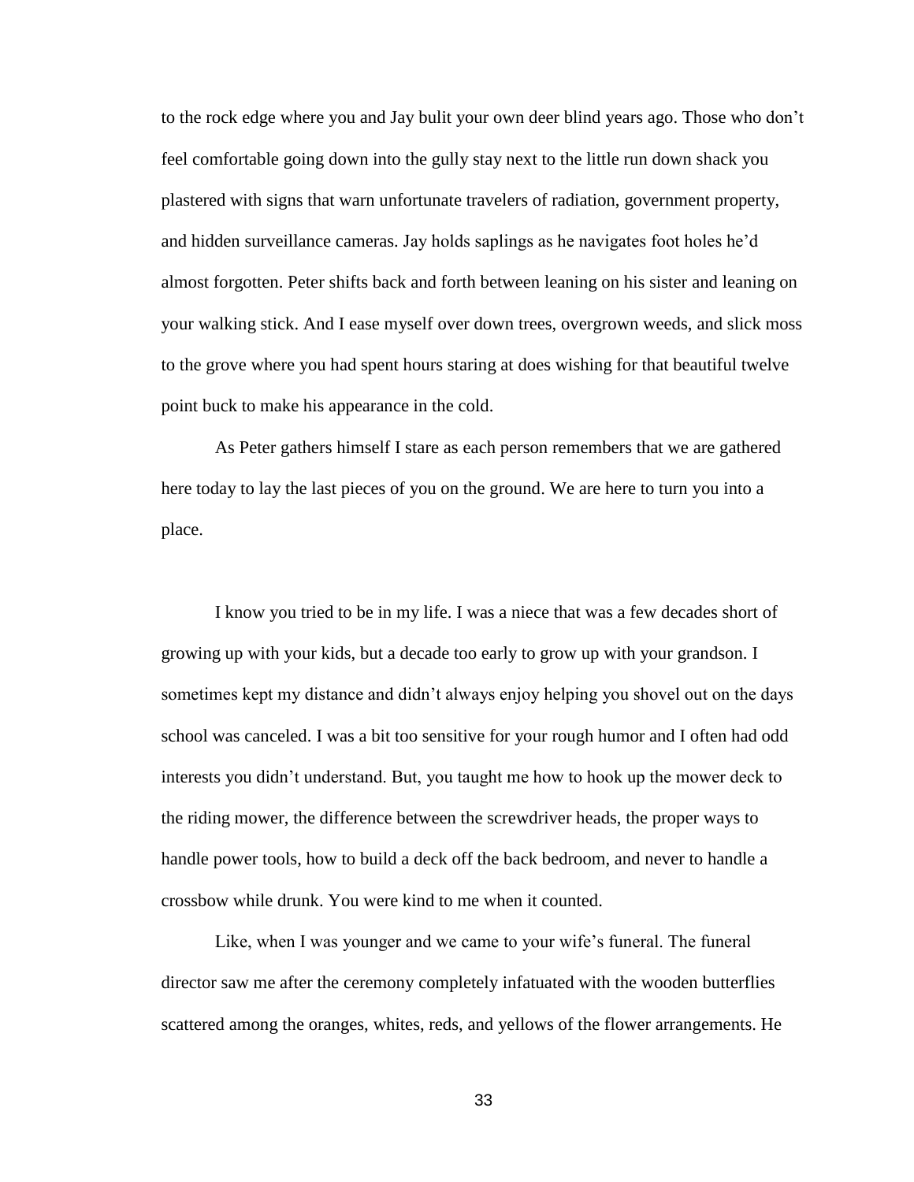to the rock edge where you and Jay bulit your own deer blind years ago. Those who don't feel comfortable going down into the gully stay next to the little run down shack you plastered with signs that warn unfortunate travelers of radiation, government property, and hidden surveillance cameras. Jay holds saplings as he navigates foot holes he'd almost forgotten. Peter shifts back and forth between leaning on his sister and leaning on your walking stick. And I ease myself over down trees, overgrown weeds, and slick moss to the grove where you had spent hours staring at does wishing for that beautiful twelve point buck to make his appearance in the cold.

As Peter gathers himself I stare as each person remembers that we are gathered here today to lay the last pieces of you on the ground. We are here to turn you into a place.

I know you tried to be in my life. I was a niece that was a few decades short of growing up with your kids, but a decade too early to grow up with your grandson. I sometimes kept my distance and didn't always enjoy helping you shovel out on the days school was canceled. I was a bit too sensitive for your rough humor and I often had odd interests you didn't understand. But, you taught me how to hook up the mower deck to the riding mower, the difference between the screwdriver heads, the proper ways to handle power tools, how to build a deck off the back bedroom, and never to handle a crossbow while drunk. You were kind to me when it counted.

Like, when I was younger and we came to your wife's funeral. The funeral director saw me after the ceremony completely infatuated with the wooden butterflies scattered among the oranges, whites, reds, and yellows of the flower arrangements. He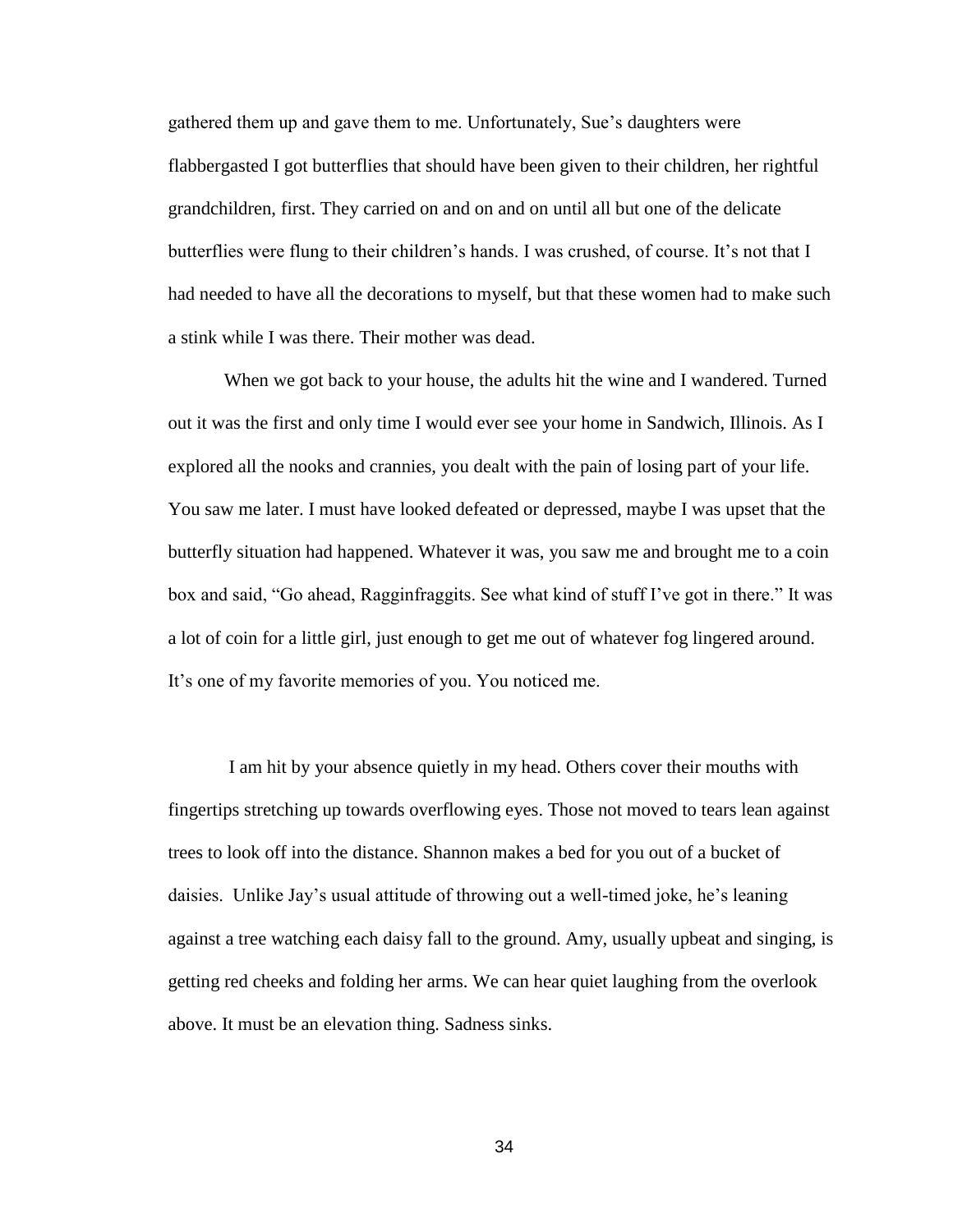gathered them up and gave them to me. Unfortunately, Sue's daughters were flabbergasted I got butterflies that should have been given to their children, her rightful grandchildren, first. They carried on and on and on until all but one of the delicate butterflies were flung to their children's hands. I was crushed, of course. It's not that I had needed to have all the decorations to myself, but that these women had to make such a stink while I was there. Their mother was dead.

When we got back to your house, the adults hit the wine and I wandered. Turned out it was the first and only time I would ever see your home in Sandwich, Illinois. As I explored all the nooks and crannies, you dealt with the pain of losing part of your life. You saw me later. I must have looked defeated or depressed, maybe I was upset that the butterfly situation had happened. Whatever it was, you saw me and brought me to a coin box and said, "Go ahead, Ragginfraggits. See what kind of stuff I've got in there." It was a lot of coin for a little girl, just enough to get me out of whatever fog lingered around. It's one of my favorite memories of you. You noticed me.

I am hit by your absence quietly in my head. Others cover their mouths with fingertips stretching up towards overflowing eyes. Those not moved to tears lean against trees to look off into the distance. Shannon makes a bed for you out of a bucket of daisies. Unlike Jay's usual attitude of throwing out a well-timed joke, he's leaning against a tree watching each daisy fall to the ground. Amy, usually upbeat and singing, is getting red cheeks and folding her arms. We can hear quiet laughing from the overlook above. It must be an elevation thing. Sadness sinks.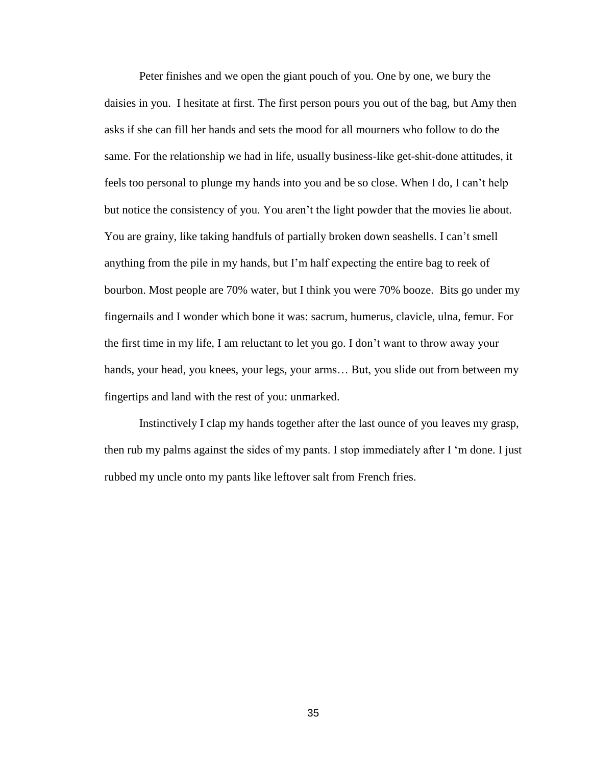Peter finishes and we open the giant pouch of you. One by one, we bury the daisies in you.  I hesitate at first. The first person pours you out of the bag, but Amy then asks if she can fill her hands and sets the mood for all mourners who follow to do the same. For the relationship we had in life, usually business-like get-shit-done attitudes, it feels too personal to plunge my hands into you and be so close. When I do, I can't help but notice the consistency of you. You aren't the light powder that the movies lie about. You are grainy, like taking handfuls of partially broken down seashells. I can't smell anything from the pile in my hands, but I'm half expecting the entire bag to reek of bourbon. Most people are 70% water, but I think you were 70% booze.  Bits go under my fingernails and I wonder which bone it was: sacrum, humerus, clavicle, ulna, femur. For the first time in my life, I am reluctant to let you go. I don't want to throw away your hands, your head, you knees, your legs, your arms… But, you slide out from between my fingertips and land with the rest of you: unmarked.

Instinctively I clap my hands together after the last ounce of you leaves my grasp, then rub my palms against the sides of my pants. I stop immediately after I 'm done. I just rubbed my uncle onto my pants like leftover salt from French fries.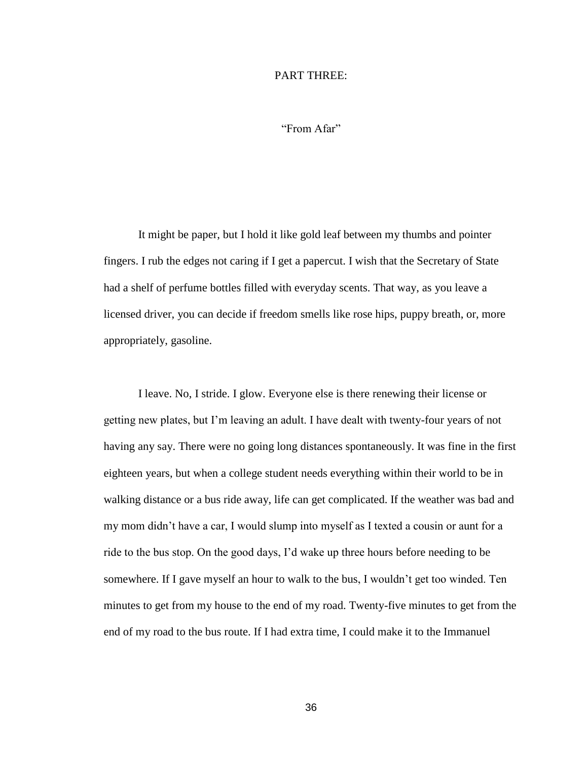## PART THREE:

### "From Afar"

It might be paper, but I hold it like gold leaf between my thumbs and pointer fingers. I rub the edges not caring if I get a papercut. I wish that the Secretary of State had a shelf of perfume bottles filled with everyday scents. That way, as you leave a licensed driver, you can decide if freedom smells like rose hips, puppy breath, or, more appropriately, gasoline.

I leave. No, I stride. I glow. Everyone else is there renewing their license or getting new plates, but I'm leaving an adult. I have dealt with twenty-four years of not having any say. There were no going long distances spontaneously. It was fine in the first eighteen years, but when a college student needs everything within their world to be in walking distance or a bus ride away, life can get complicated. If the weather was bad and my mom didn't have a car, I would slump into myself as I texted a cousin or aunt for a ride to the bus stop. On the good days, I'd wake up three hours before needing to be somewhere. If I gave myself an hour to walk to the bus, I wouldn't get too winded. Ten minutes to get from my house to the end of my road. Twenty-five minutes to get from the end of my road to the bus route. If I had extra time, I could make it to the Immanuel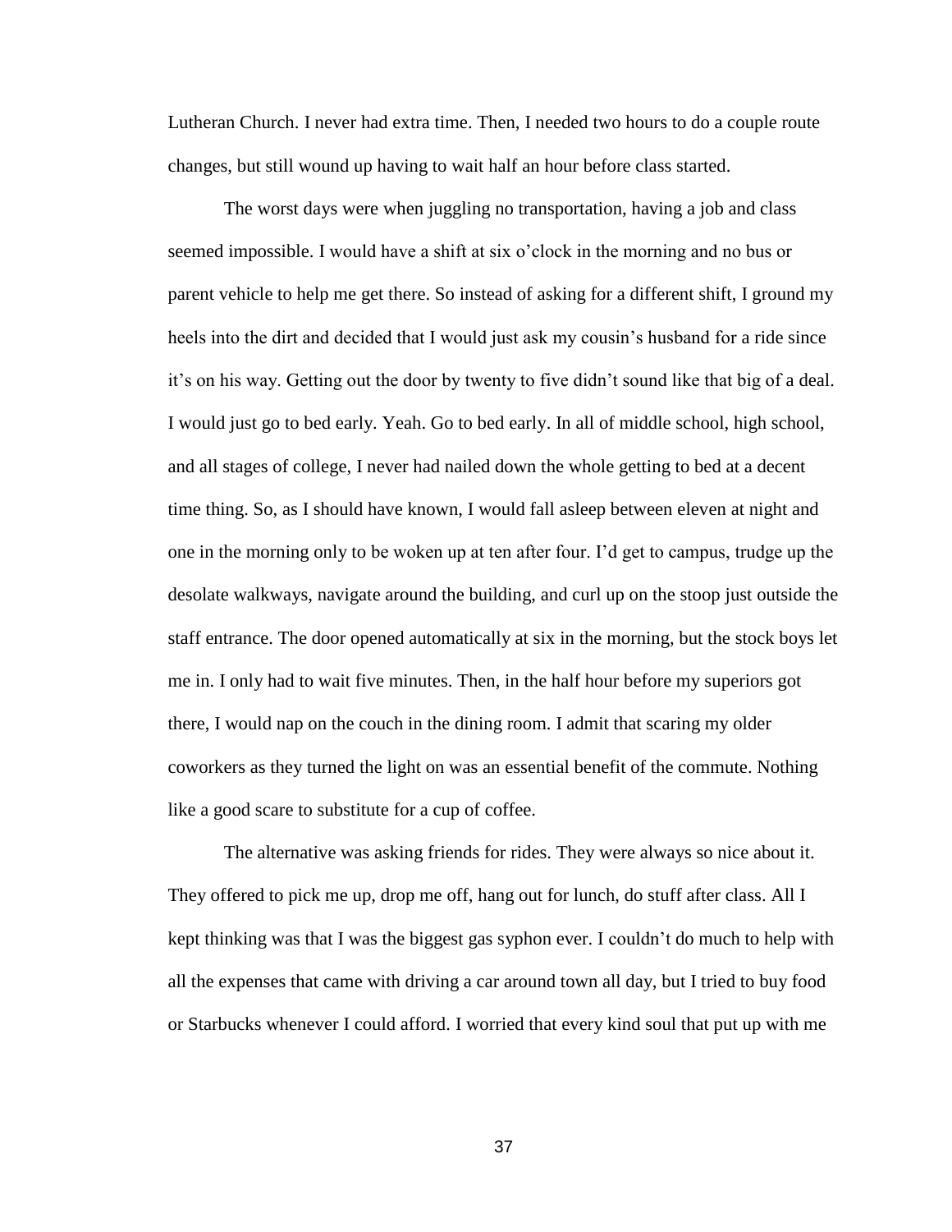Lutheran Church. I never had extra time. Then, I needed two hours to do a couple route changes, but still wound up having to wait half an hour before class started.

The worst days were when juggling no transportation, having a job and class seemed impossible. I would have a shift at six o'clock in the morning and no bus or parent vehicle to help me get there. So instead of asking for a different shift, I ground my heels into the dirt and decided that I would just ask my cousin's husband for a ride since it's on his way. Getting out the door by twenty to five didn't sound like that big of a deal. I would just go to bed early. Yeah. Go to bed early. In all of middle school, high school, and all stages of college, I never had nailed down the whole getting to bed at a decent time thing. So, as I should have known, I would fall asleep between eleven at night and one in the morning only to be woken up at ten after four. I'd get to campus, trudge up the desolate walkways, navigate around the building, and curl up on the stoop just outside the staff entrance. The door opened automatically at six in the morning, but the stock boys let me in. I only had to wait five minutes. Then, in the half hour before my superiors got there, I would nap on the couch in the dining room. I admit that scaring my older coworkers as they turned the light on was an essential benefit of the commute. Nothing like a good scare to substitute for a cup of coffee.

The alternative was asking friends for rides. They were always so nice about it. They offered to pick me up, drop me off, hang out for lunch, do stuff after class. All I kept thinking was that I was the biggest gas syphon ever. I couldn't do much to help with all the expenses that came with driving a car around town all day, but I tried to buy food or Starbucks whenever I could afford. I worried that every kind soul that put up with me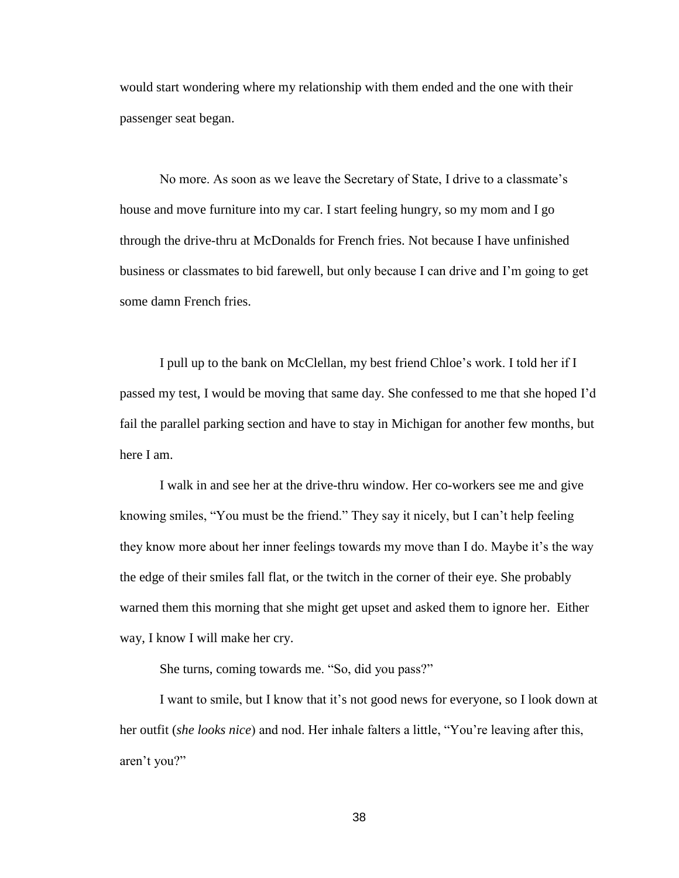would start wondering where my relationship with them ended and the one with their passenger seat began.

No more. As soon as we leave the Secretary of State, I drive to a classmate's house and move furniture into my car. I start feeling hungry, so my mom and I go through the drive-thru at McDonalds for French fries. Not because I have unfinished business or classmates to bid farewell, but only because I can drive and I'm going to get some damn French fries.

I pull up to the bank on McClellan, my best friend Chloe's work. I told her if I passed my test, I would be moving that same day. She confessed to me that she hoped I'd fail the parallel parking section and have to stay in Michigan for another few months, but here I am.

I walk in and see her at the drive-thru window. Her co-workers see me and give knowing smiles, "You must be the friend." They say it nicely, but I can't help feeling they know more about her inner feelings towards my move than I do. Maybe it's the way the edge of their smiles fall flat, or the twitch in the corner of their eye. She probably warned them this morning that she might get upset and asked them to ignore her. Either way, I know I will make her cry.

She turns, coming towards me. "So, did you pass?"

I want to smile, but I know that it's not good news for everyone, so I look down at her outfit (*she looks nice*) and nod. Her inhale falters a little, "You're leaving after this, aren't you?"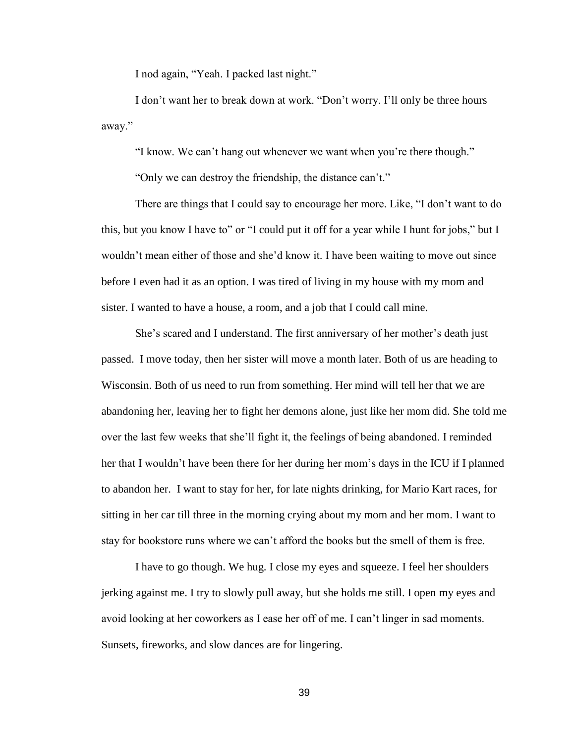I nod again, “Yeah. I packed last night.”

I don’t want her to break down at work. “Don’t worry. I’ll only be three hours away.”

“I know. We can’t hang out whenever we want when you’re there though.”

“Only we can destroy the friendship, the distance can’t.”

There are things that I could say to encourage her more. Like, “I don’t want to do this, but you know I have to” or “I could put it off for a year while I hunt for jobs,” but I wouldn’t mean either of those and she’d know it. I have been waiting to move out since before I even had it as an option. I was tired of living in my house with my mom and sister. I wanted to have a house, a room, and a job that I could call mine.

She’s scared and I understand. The first anniversary of her mother’s death just passed. I move today, then her sister will move a month later. Both of us are heading to Wisconsin. Both of us need to run from something. Her mind will tell her that we are abandoning her, leaving her to fight her demons alone, just like her mom did. She told me over the last few weeks that she’ll fight it, the feelings of being abandoned. I reminded her that I wouldn’t have been there for her during her mom’s days in the ICU if I planned to abandon her. I want to stay for her, for late nights drinking, for Mario Kart races, for sitting in her car till three in the morning crying about my mom and her mom. I want to stay for bookstore runs where we can’t afford the books but the smell of them is free.

I have to go though. We hug. I close my eyes and squeeze. I feel her shoulders jerking against me. I try to slowly pull away, but she holds me still. I open my eyes and avoid looking at her coworkers as I ease her off of me. I can’t linger in sad moments. Sunsets, fireworks, and slow dances are for lingering.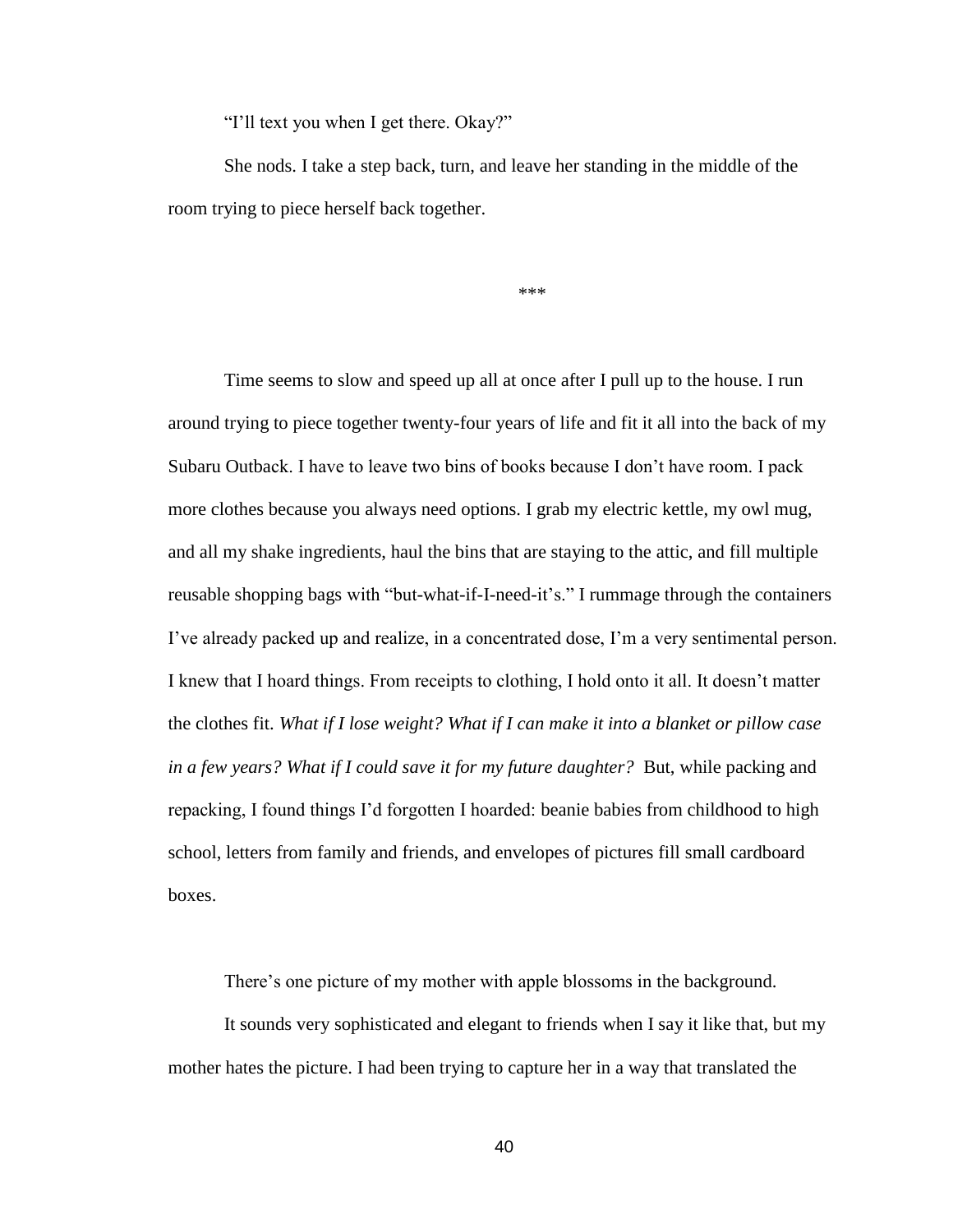"I'll text you when I get there. Okay?"

She nods. I take a step back, turn, and leave her standing in the middle of the room trying to piece herself back together.

***

Time seems to slow and speed up all at once after I pull up to the house. I run around trying to piece together twenty-four years of life and fit it all into the back of my Subaru Outback. I have to leave two bins of books because I don't have room. I pack more clothes because you always need options. I grab my electric kettle, my owl mug, and all my shake ingredients, haul the bins that are staying to the attic, and fill multiple reusable shopping bags with "but-what-if-I-need-it's." I rummage through the containers I've already packed up and realize, in a concentrated dose, I'm a very sentimental person. I knew that I hoard things. From receipts to clothing, I hold onto it all. It doesn't matter the clothes fit. *What if I lose weight? What if I can make it into a blanket or pillow case in a few years? What if I could save it for my future daughter?* But, while packing and repacking, I found things I'd forgotten I hoarded: beanie babies from childhood to high school, letters from family and friends, and envelopes of pictures fill small cardboard boxes.

There's one picture of my mother with apple blossoms in the background.

It sounds very sophisticated and elegant to friends when I say it like that, but my mother hates the picture. I had been trying to capture her in a way that translated the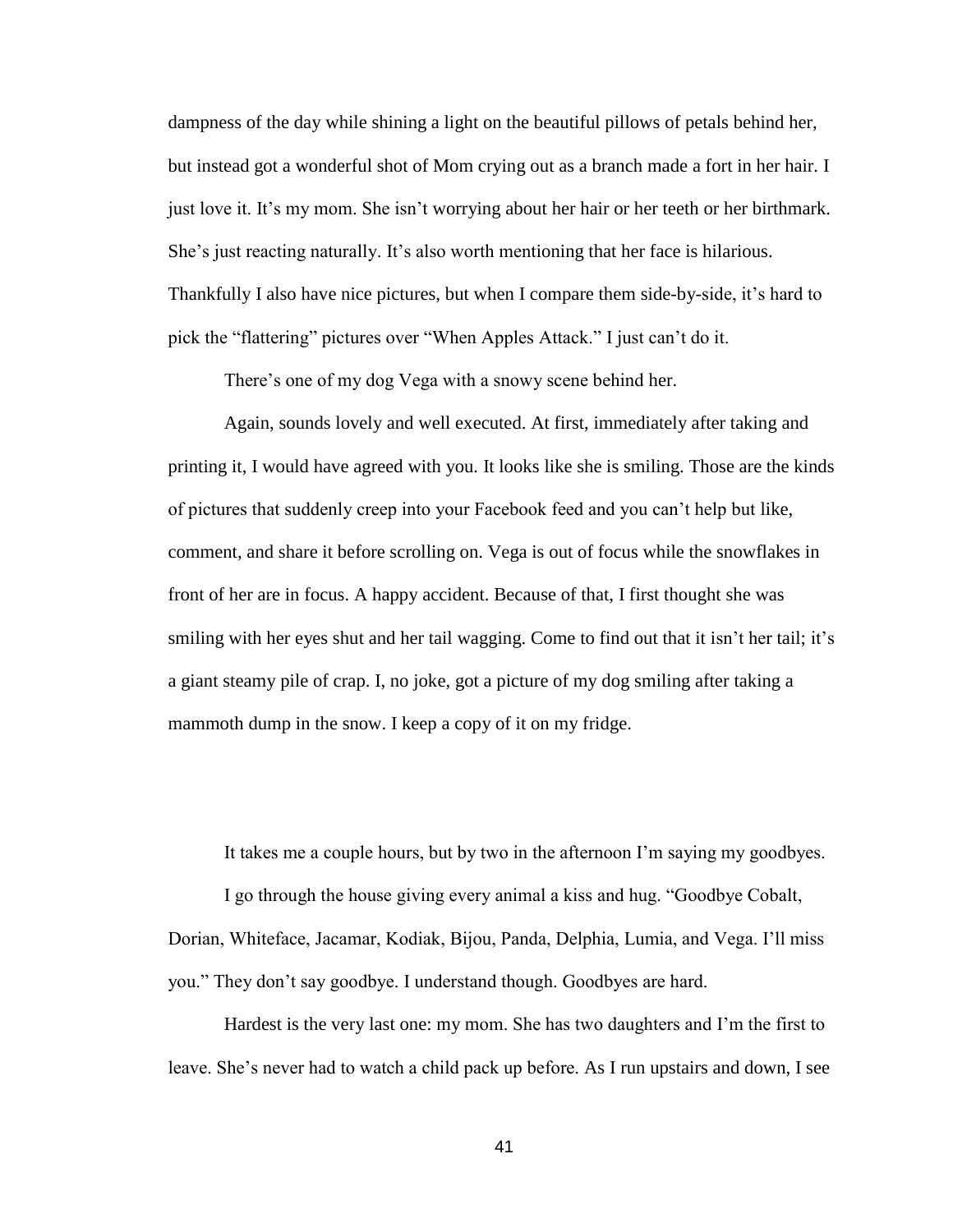dampness of the day while shining a light on the beautiful pillows of petals behind her, but instead got a wonderful shot of Mom crying out as a branch made a fort in her hair. I just love it. It's my mom. She isn't worrying about her hair or her teeth or her birthmark. She's just reacting naturally. It's also worth mentioning that her face is hilarious. Thankfully I also have nice pictures, but when I compare them side-by-side, it's hard to pick the "flattering" pictures over "When Apples Attack." I just can't do it.

There's one of my dog Vega with a snowy scene behind her.

Again, sounds lovely and well executed. At first, immediately after taking and printing it, I would have agreed with you. It looks like she is smiling. Those are the kinds of pictures that suddenly creep into your Facebook feed and you can't help but like, comment, and share it before scrolling on. Vega is out of focus while the snowflakes in front of her are in focus. A happy accident. Because of that, I first thought she was smiling with her eyes shut and her tail wagging. Come to find out that it isn't her tail; it's a giant steamy pile of crap. I, no joke, got a picture of my dog smiling after taking a mammoth dump in the snow. I keep a copy of it on my fridge.

It takes me a couple hours, but by two in the afternoon I'm saying my goodbyes.

I go through the house giving every animal a kiss and hug. "Goodbye Cobalt, Dorian, Whiteface, Jacamar, Kodiak, Bijou, Panda, Delphia, Lumia, and Vega. I'll miss you." They don't say goodbye. I understand though. Goodbyes are hard.

Hardest is the very last one: my mom. She has two daughters and I'm the first to leave. She's never had to watch a child pack up before. As I run upstairs and down, I see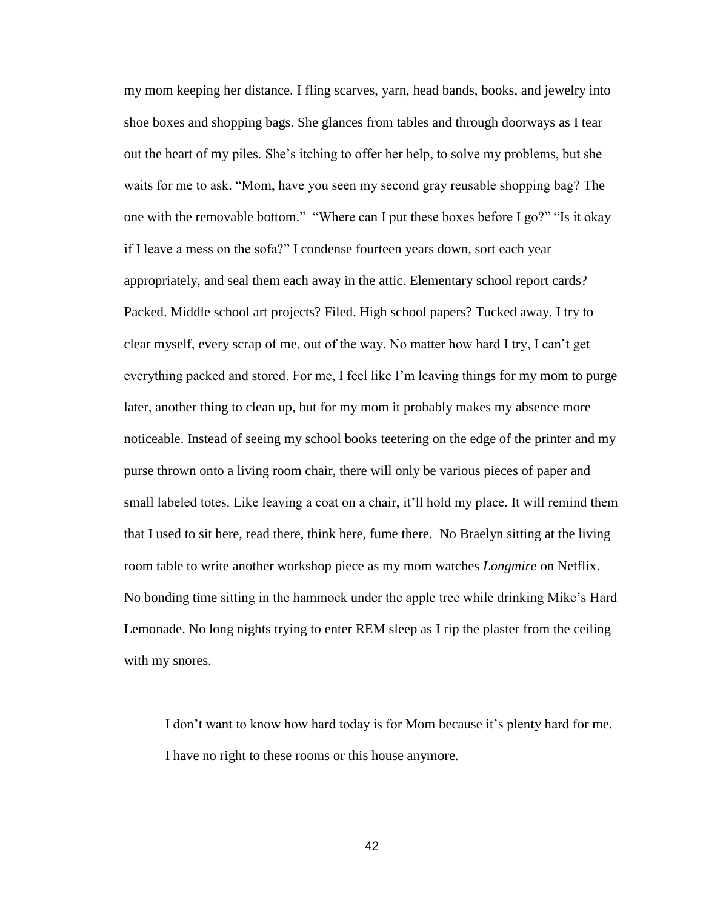my mom keeping her distance. I fling scarves, yarn, head bands, books, and jewelry into shoe boxes and shopping bags. She glances from tables and through doorways as I tear out the heart of my piles. She's itching to offer her help, to solve my problems, but she waits for me to ask. "Mom, have you seen my second gray reusable shopping bag? The one with the removable bottom." "Where can I put these boxes before I go?" "Is it okay if I leave a mess on the sofa?" I condense fourteen years down, sort each year appropriately, and seal them each away in the attic. Elementary school report cards? Packed. Middle school art projects? Filed. High school papers? Tucked away. I try to clear myself, every scrap of me, out of the way. No matter how hard I try, I can't get everything packed and stored. For me, I feel like I'm leaving things for my mom to purge later, another thing to clean up, but for my mom it probably makes my absence more noticeable. Instead of seeing my school books teetering on the edge of the printer and my purse thrown onto a living room chair, there will only be various pieces of paper and small labeled totes. Like leaving a coat on a chair, it'll hold my place. It will remind them that I used to sit here, read there, think here, fume there. No Braelyn sitting at the living room table to write another workshop piece as my mom watches *Longmire* on Netflix. No bonding time sitting in the hammock under the apple tree while drinking Mike's Hard Lemonade. No long nights trying to enter REM sleep as I rip the plaster from the ceiling with my snores.

> I don't want to know how hard today is for Mom because it's plenty hard for me. I have no right to these rooms or this house anymore.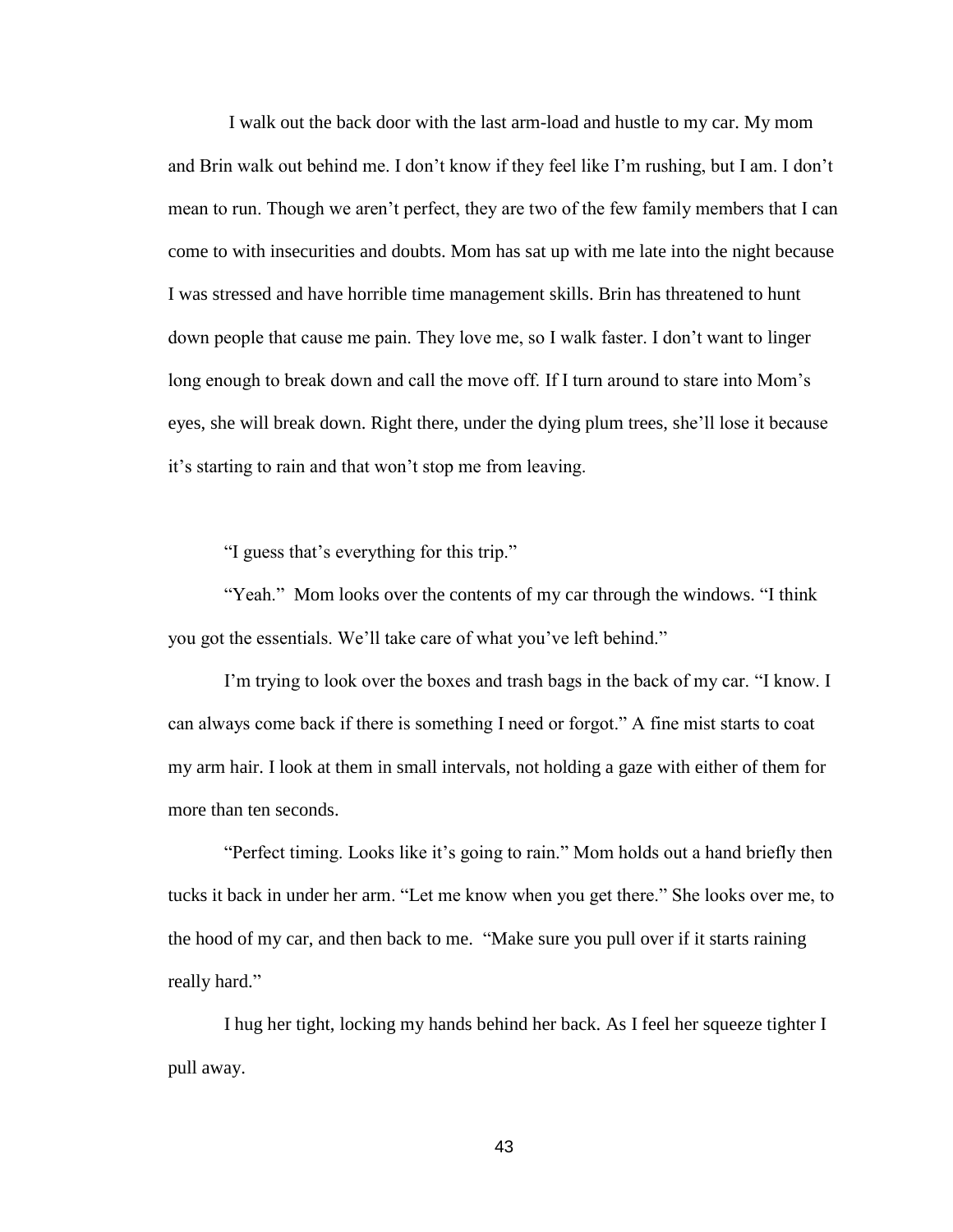I walk out the back door with the last arm-load and hustle to my car. My mom and Brin walk out behind me. I don't know if they feel like I'm rushing, but I am. I don't mean to run. Though we aren't perfect, they are two of the few family members that I can come to with insecurities and doubts. Mom has sat up with me late into the night because I was stressed and have horrible time management skills. Brin has threatened to hunt down people that cause me pain. They love me, so I walk faster. I don't want to linger long enough to break down and call the move off. If I turn around to stare into Mom's eyes, she will break down. Right there, under the dying plum trees, she'll lose it because it's starting to rain and that won't stop me from leaving.

"I guess that's everything for this trip."

"Yeah." Mom looks over the contents of my car through the windows. "I think you got the essentials. We'll take care of what you've left behind."

I'm trying to look over the boxes and trash bags in the back of my car. "I know. I can always come back if there is something I need or forgot." A fine mist starts to coat my arm hair. I look at them in small intervals, not holding a gaze with either of them for more than ten seconds.

"Perfect timing. Looks like it's going to rain." Mom holds out a hand briefly then tucks it back in under her arm. "Let me know when you get there." She looks over me, to the hood of my car, and then back to me. "Make sure you pull over if it starts raining really hard."

I hug her tight, locking my hands behind her back. As I feel her squeeze tighter I pull away.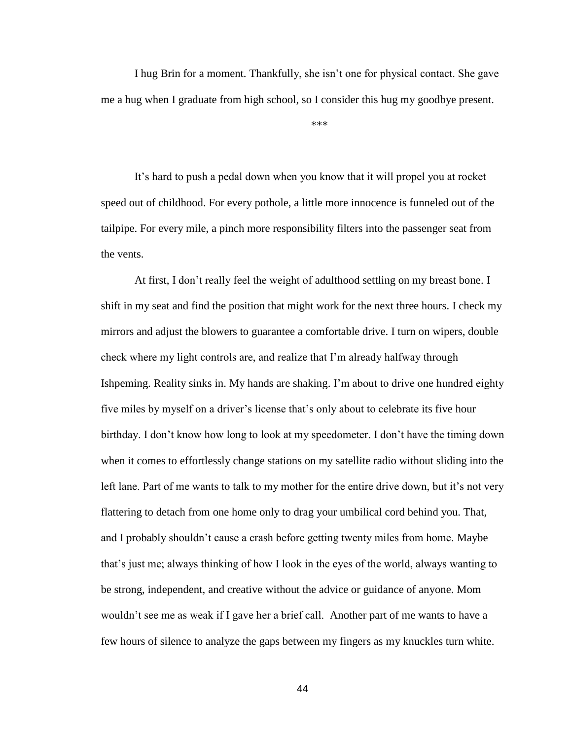I hug Brin for a moment. Thankfully, she isn't one for physical contact. She gave me a hug when I graduate from high school, so I consider this hug my goodbye present.

***

It's hard to push a pedal down when you know that it will propel you at rocket speed out of childhood. For every pothole, a little more innocence is funneled out of the tailpipe. For every mile, a pinch more responsibility filters into the passenger seat from the vents.

At first, I don't really feel the weight of adulthood settling on my breast bone. I shift in my seat and find the position that might work for the next three hours. I check my mirrors and adjust the blowers to guarantee a comfortable drive. I turn on wipers, double check where my light controls are, and realize that I'm already halfway through Ishpeming. Reality sinks in. My hands are shaking. I'm about to drive one hundred eighty five miles by myself on a driver's license that's only about to celebrate its five hour birthday. I don't know how long to look at my speedometer. I don't have the timing down when it comes to effortlessly change stations on my satellite radio without sliding into the left lane. Part of me wants to talk to my mother for the entire drive down, but it's not very flattering to detach from one home only to drag your umbilical cord behind you. That, and I probably shouldn't cause a crash before getting twenty miles from home. Maybe that's just me; always thinking of how I look in the eyes of the world, always wanting to be strong, independent, and creative without the advice or guidance of anyone. Mom wouldn't see me as weak if I gave her a brief call. Another part of me wants to have a few hours of silence to analyze the gaps between my fingers as my knuckles turn white.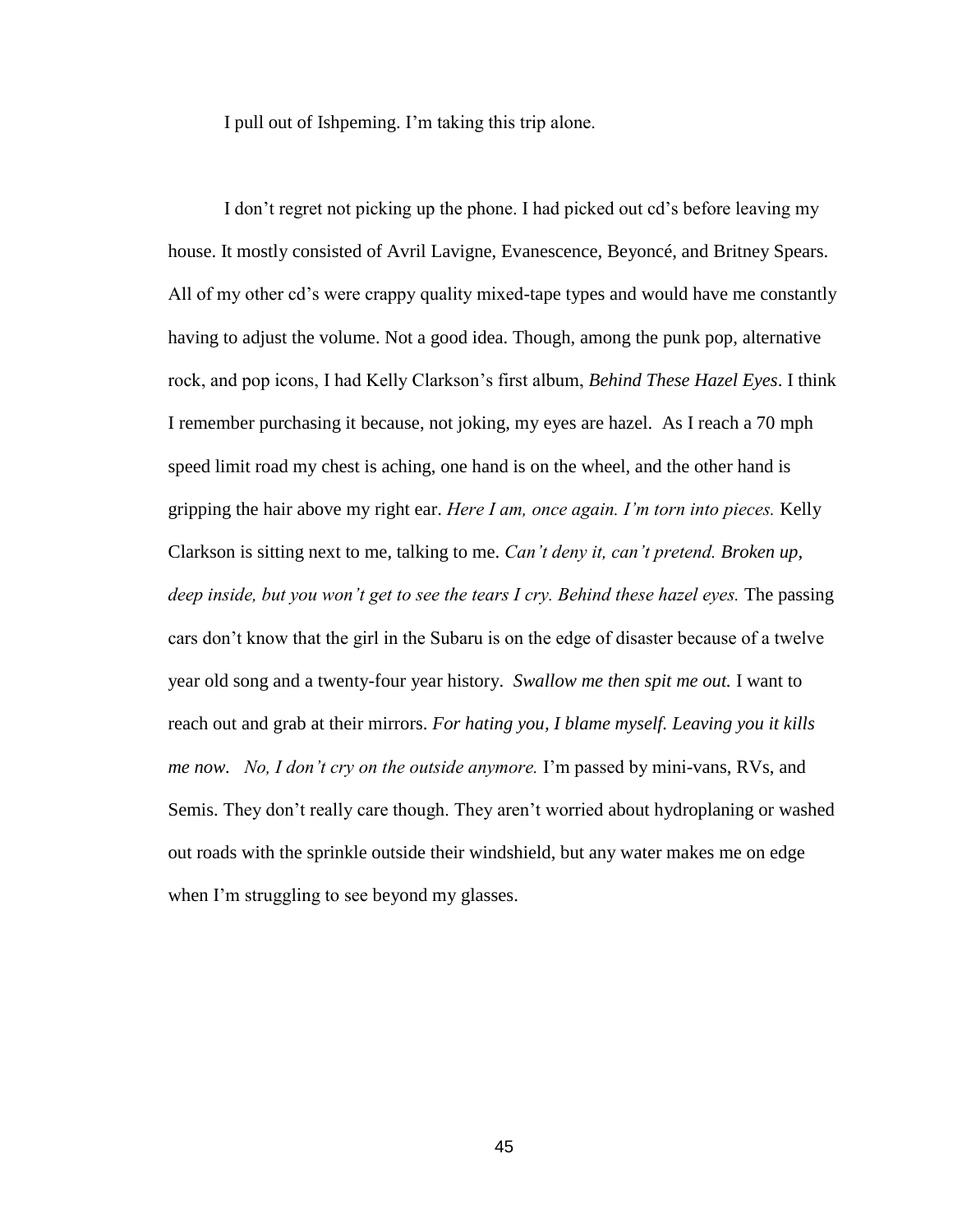I pull out of Ishpeming. I'm taking this trip alone.

I don't regret not picking up the phone. I had picked out cd's before leaving my house. It mostly consisted of Avril Lavigne, Evanescence, Beyoncé, and Britney Spears. All of my other cd's were crappy quality mixed-tape types and would have me constantly having to adjust the volume. Not a good idea. Though, among the punk pop, alternative rock, and pop icons, I had Kelly Clarkson's first album, *Behind These Hazel Eyes*. I think I remember purchasing it because, not joking, my eyes are hazel. As I reach a 70 mph speed limit road my chest is aching, one hand is on the wheel, and the other hand is gripping the hair above my right ear. *Here I am, once again. I'm torn into pieces.* Kelly Clarkson is sitting next to me, talking to me. *Can't deny it, can't pretend. Broken up, deep inside, but you won't get to see the tears I cry. Behind these hazel eyes.* The passing cars don't know that the girl in the Subaru is on the edge of disaster because of a twelve year old song and a twenty-four year history. *Swallow me then spit me out.* I want to reach out and grab at their mirrors. *For hating you, I blame myself. Leaving you it kills me now. No, I don't cry on the outside anymore.* I'm passed by mini-vans, RVs, and Semis. They don't really care though. They aren't worried about hydroplaning or washed out roads with the sprinkle outside their windshield, but any water makes me on edge when I'm struggling to see beyond my glasses.